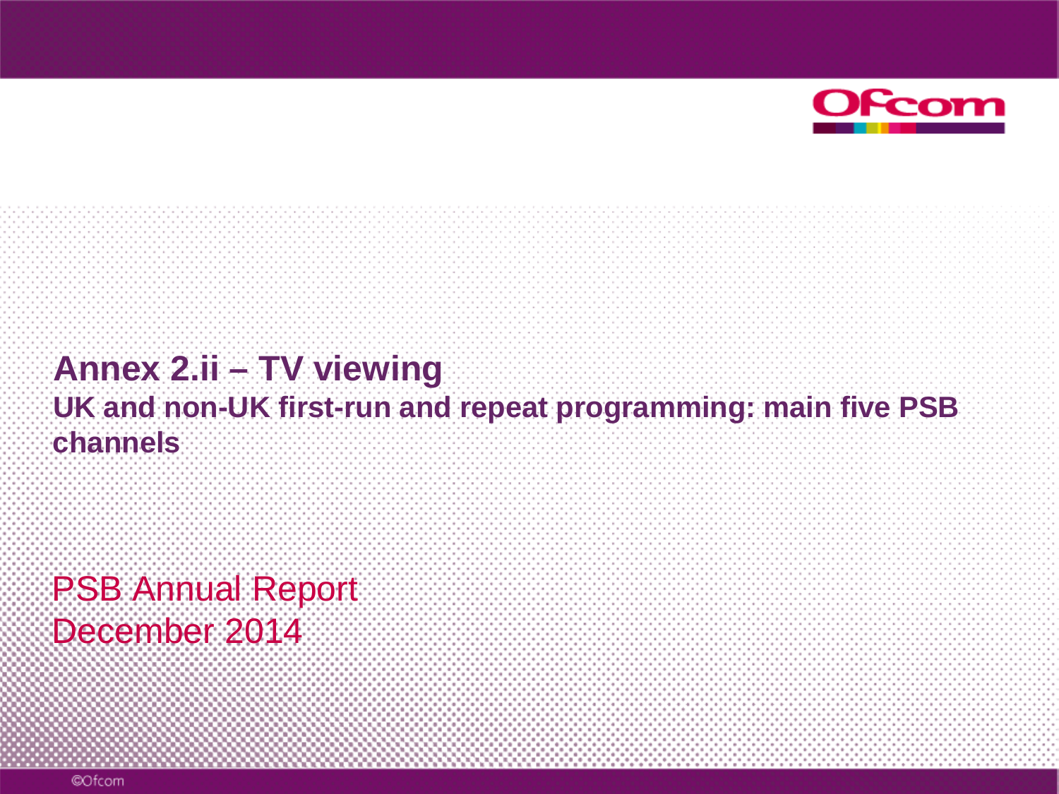# Annex 2.ii – TV viewing

## UK and non-UK first-run and repeat programming: main five PSB channels

PSB Annual Report
December 2014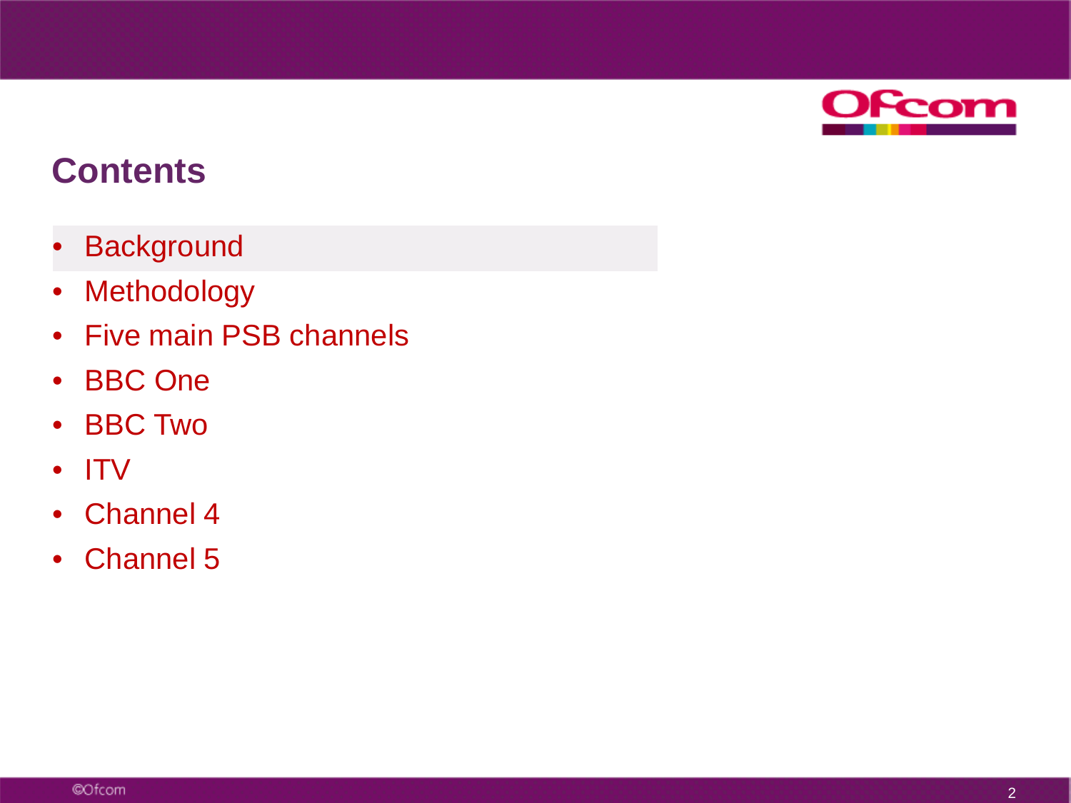# Contents

- Background
- Methodology
- Five main PSB channels
- BBC One
- BBC Two
- ITV
- Channel 4
- Channel 5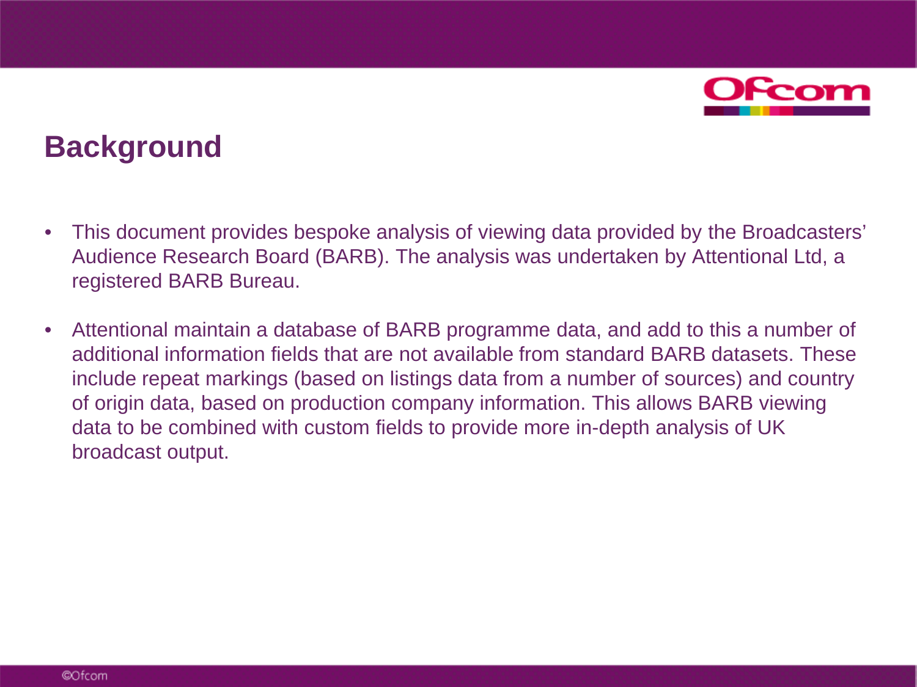# Background

- This document provides bespoke analysis of viewing data provided by the Broadcasters' Audience Research Board (BARB). The analysis was undertaken by Attentional Ltd, a registered BARB Bureau.
- Attentional maintain a database of BARB programme data, and add to this a number of additional information fields that are not available from standard BARB datasets. These include repeat markings (based on listings data from a number of sources) and country of origin data, based on production company information. This allows BARB viewing data to be combined with custom fields to provide more in-depth analysis of UK broadcast output.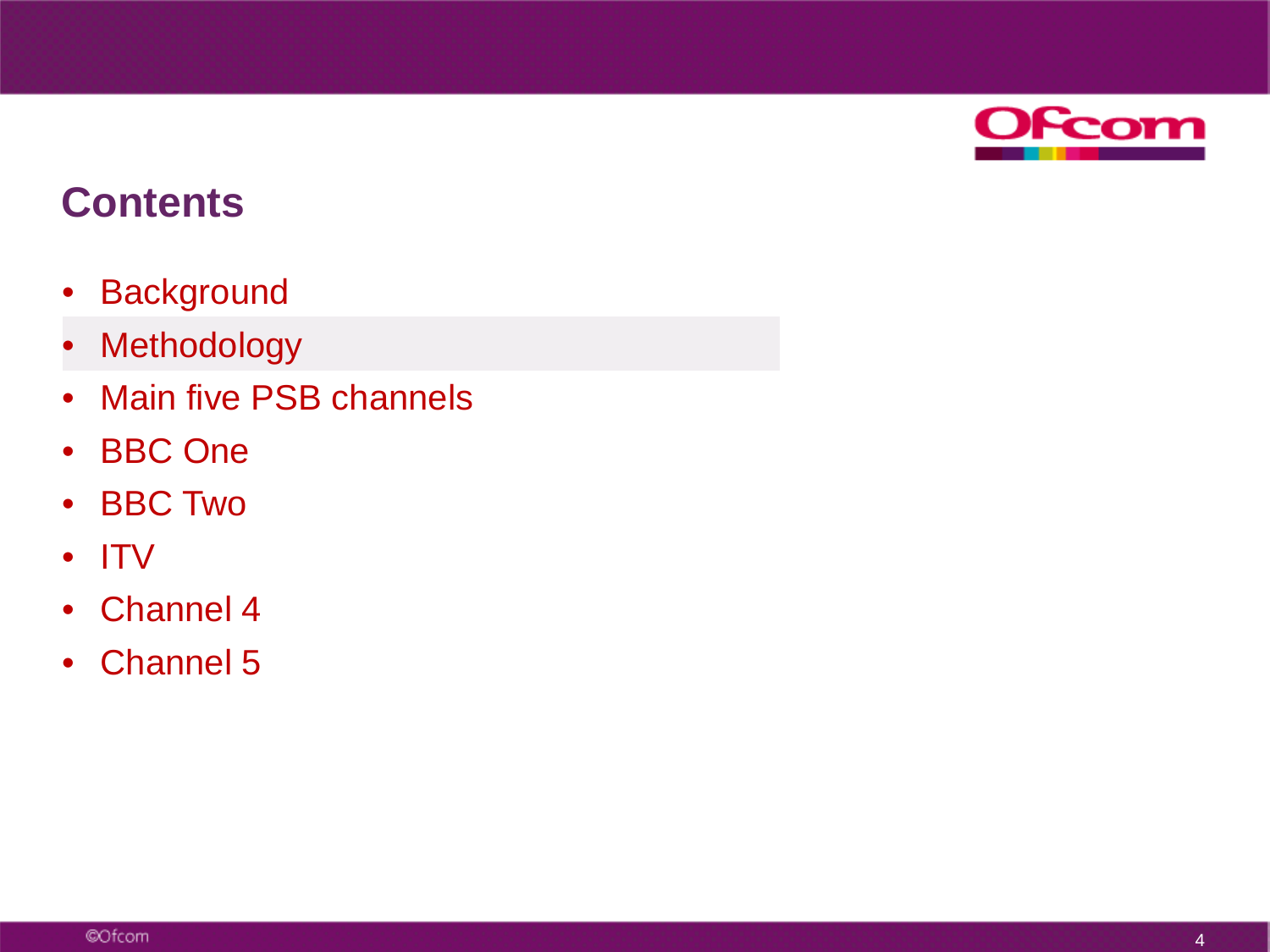## Contents

- Background
- Methodology
- Main five PSB channels
- BBC One
- BBC Two
- ITV
- Channel 4
- Channel 5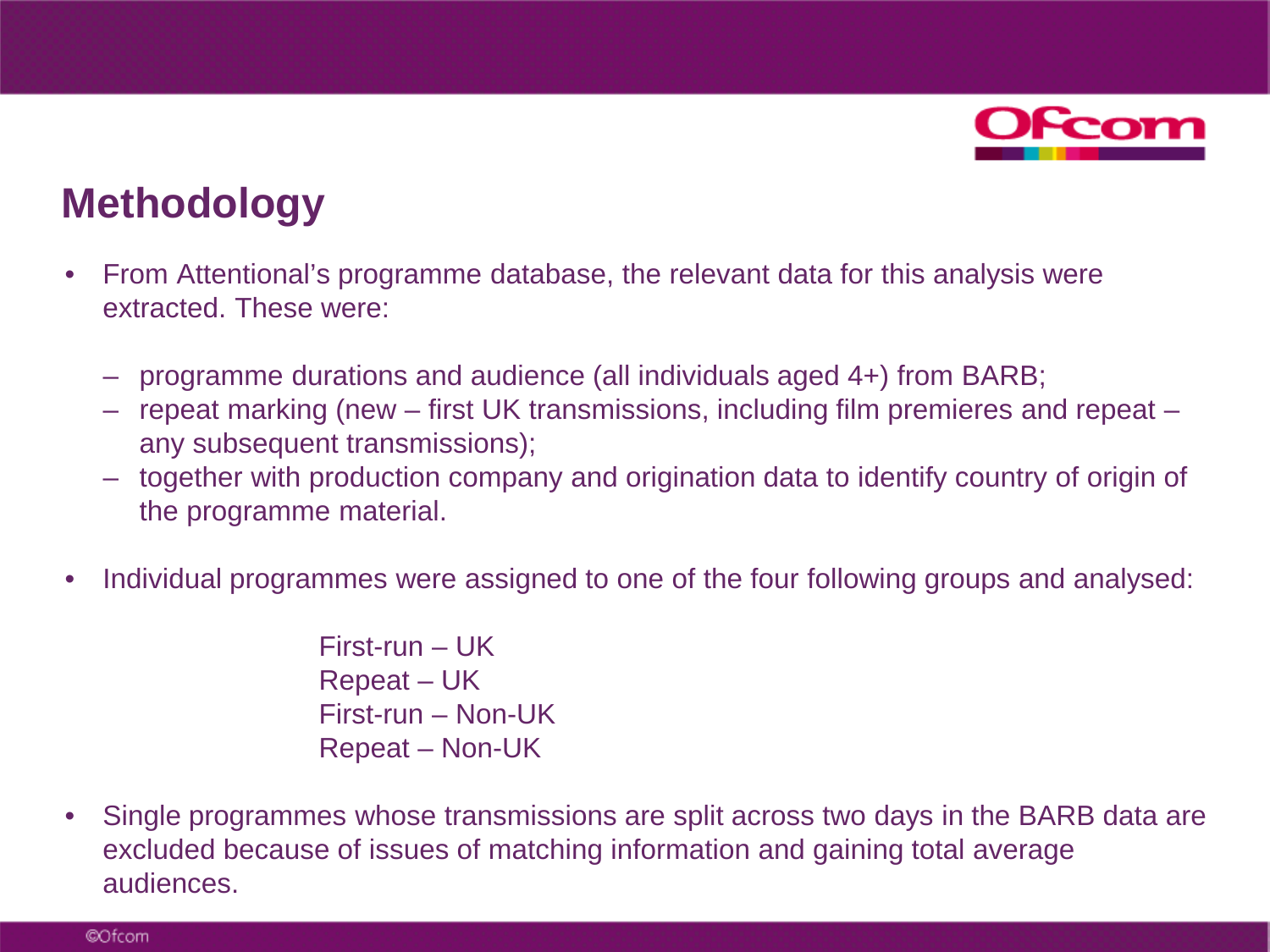# Methodology

- From Attentional's programme database, the relevant data for this analysis were extracted. These were:
  - programme durations and audience (all individuals aged 4+) from BARB;
  - repeat marking (new – first UK transmissions, including film premieres and repeat – any subsequent transmissions);
  - together with production company and origination data to identify country of origin of the programme material.
- Individual programmes were assigned to one of the four following groups and analysed:

  First-run – UK
  Repeat – UK
  First-run – Non-UK
  Repeat – Non-UK

- Single programmes whose transmissions are split across two days in the BARB data are excluded because of issues of matching information and gaining total average audiences.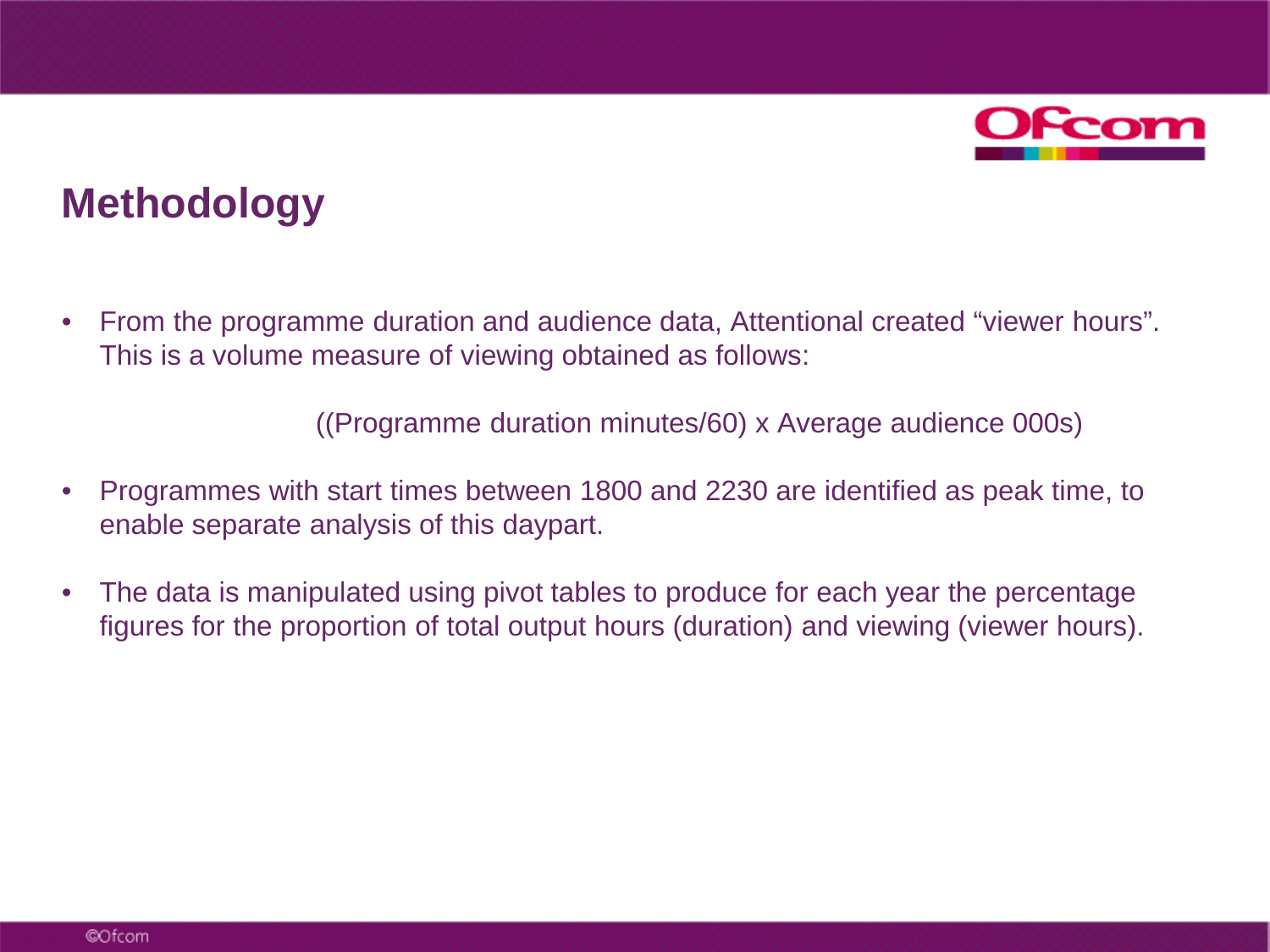# Methodology

- From the programme duration and audience data, Attentional created “viewer hours”. This is a volume measure of viewing obtained as follows:

  ((Programme duration minutes/60) x Average audience 000s)

- Programmes with start times between 1800 and 2230 are identified as peak time, to enable separate analysis of this daypart.

- The data is manipulated using pivot tables to produce for each year the percentage figures for the proportion of total output hours (duration) and viewing (viewer hours).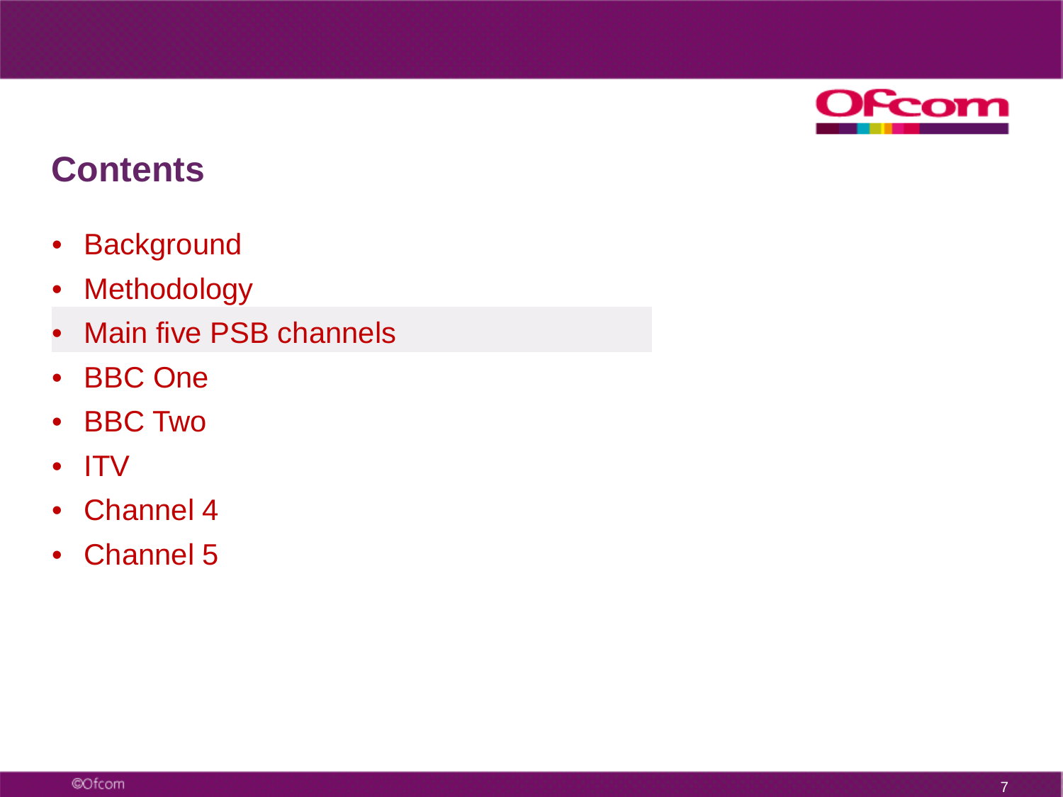## Contents

- Background
- Methodology
- Main five PSB channels
- BBC One
- BBC Two
- ITV
- Channel 4
- Channel 5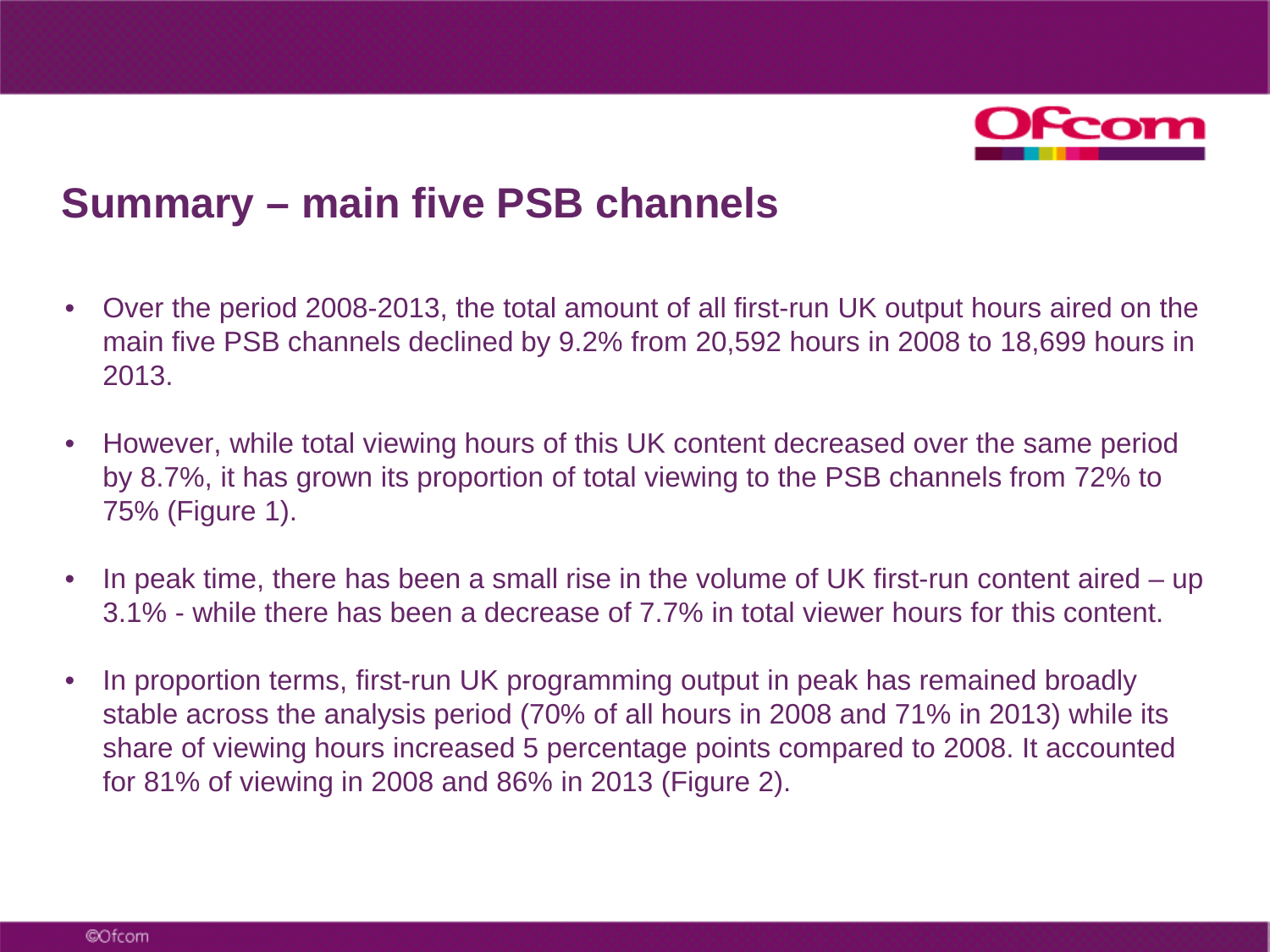# Summary – main five PSB channels

- Over the period 2008-2013, the total amount of all first-run UK output hours aired on the main five PSB channels declined by 9.2% from 20,592 hours in 2008 to 18,699 hours in 2013.
- However, while total viewing hours of this UK content decreased over the same period by 8.7%, it has grown its proportion of total viewing to the PSB channels from 72% to 75% (Figure 1).
- In peak time, there has been a small rise in the volume of UK first-run content aired – up 3.1% - while there has been a decrease of 7.7% in total viewer hours for this content.
- In proportion terms, first-run UK programming output in peak has remained broadly stable across the analysis period (70% of all hours in 2008 and 71% in 2013) while its share of viewing hours increased 5 percentage points compared to 2008. It accounted for 81% of viewing in 2008 and 86% in 2013 (Figure 2).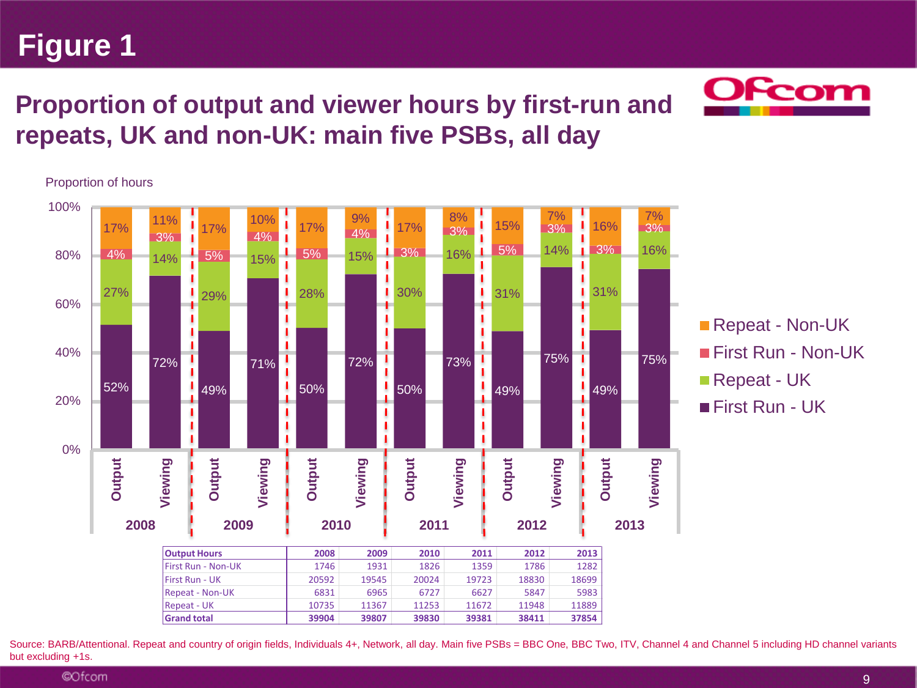# Figure 1

## Proportion of output and viewer hours by first-run and repeats, UK and non-UK: main five PSBs, all day

Proportion of hours

| Year | Measure | First Run - UK | Repeat - UK | First Run - Non-UK | Repeat - Non-UK |
|---|---|---|---|---|---|
| 2008 | Output | 52% | 27% | 4% | 17% |
| 2008 | Viewing | 72% | 14% | 3% | 11% |
| 2009 | Output | 49% | 29% | 5% | 17% |
| 2009 | Viewing | 71% | 15% | 4% | 10% |
| 2010 | Output | 50% | 28% | 5% | 17% |
| 2010 | Viewing | 72% | 15% | 4% | 9% |
| 2011 | Output | 50% | 30% | 3% | 17% |
| 2011 | Viewing | 73% | 16% | 3% | 8% |
| 2012 | Output | 49% | 31% | 5% | 15% |
| 2012 | Viewing | 75% | 14% | 3% | 7% |
| 2013 | Output | 49% | 31% | 3% | 16% |
| 2013 | Viewing | 75% | 16% | 3% | 7% |

| Output Hours | 2008 | 2009 | 2010 | 2011 | 2012 | 2013 |
|---|---|---|---|---|---|---|
| First Run - Non-UK | 1746 | 1931 | 1826 | 1359 | 1786 | 1282 |
| First Run - UK | 20592 | 19545 | 20024 | 19723 | 18830 | 18699 |
| Repeat - Non-UK | 6831 | 6965 | 6727 | 6627 | 5847 | 5983 |
| Repeat - UK | 10735 | 11367 | 11253 | 11672 | 11948 | 11889 |
| **Grand total** | **39904** | **39807** | **39830** | **39381** | **38411** | **37854** |

Source: BARB/Attentional. Repeat and country of origin fields, Individuals 4+, Network, all day. Main five PSBs = BBC One, BBC Two, ITV, Channel 4 and Channel 5 including HD channel variants but excluding +1s.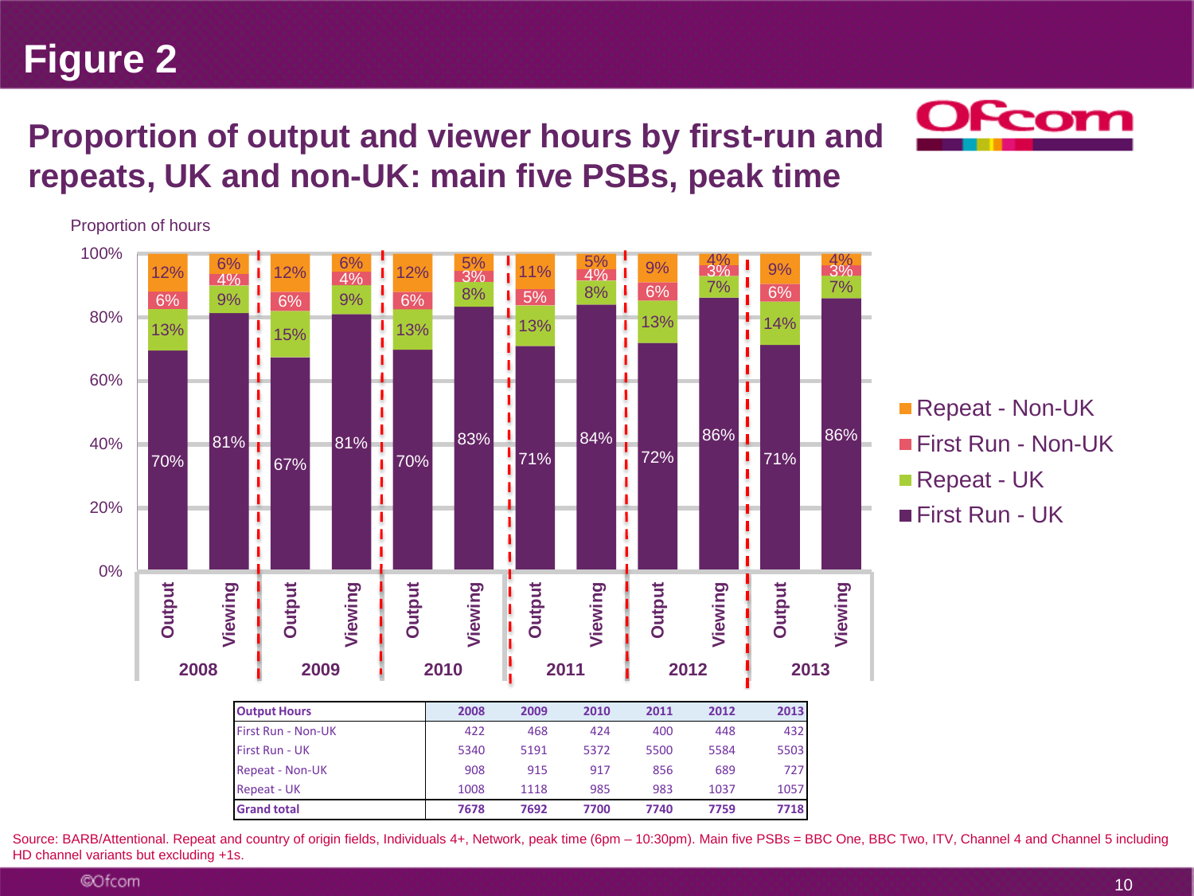# Figure 2

## Proportion of output and viewer hours by first-run and repeats, UK and non-UK: main five PSBs, peak time

| Output Hours | 2008 | 2009 | 2010 | 2011 | 2012 | 2013 |
|---|---|---|---|---|---|---|
| First Run - Non-UK | 422 | 468 | 424 | 400 | 448 | 432 |
| First Run - UK | 5340 | 5191 | 5372 | 5500 | 5584 | 5503 |
| Repeat - Non-UK | 908 | 915 | 917 | 856 | 689 | 727 |
| Repeat - UK | 1008 | 1118 | 985 | 983 | 1037 | 1057 |
| **Grand total** | **7678** | **7692** | **7700** | **7740** | **7759** | **7718** |

Source: BARB/Attentional. Repeat and country of origin fields, Individuals 4+, Network, peak time (6pm – 10:30pm). Main five PSBs = BBC One, BBC Two, ITV, Channel 4 and Channel 5 including HD channel variants but excluding +1s.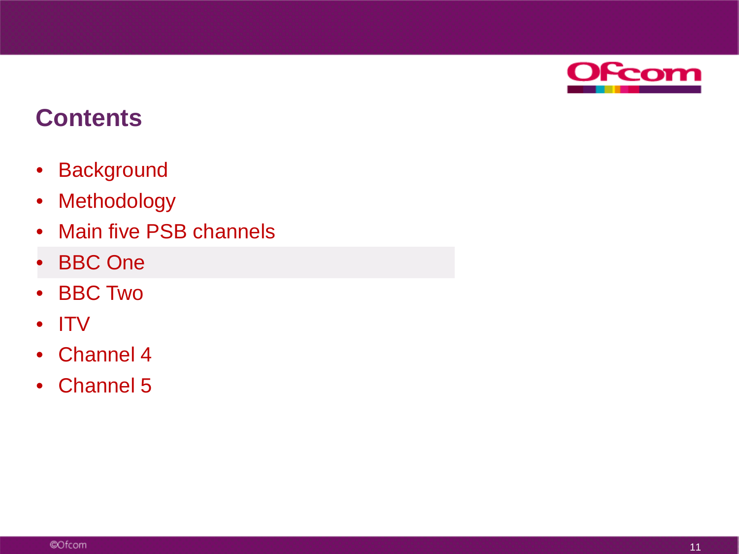## Contents

- Background
- Methodology
- Main five PSB channels
- BBC One
- BBC Two
- ITV
- Channel 4
- Channel 5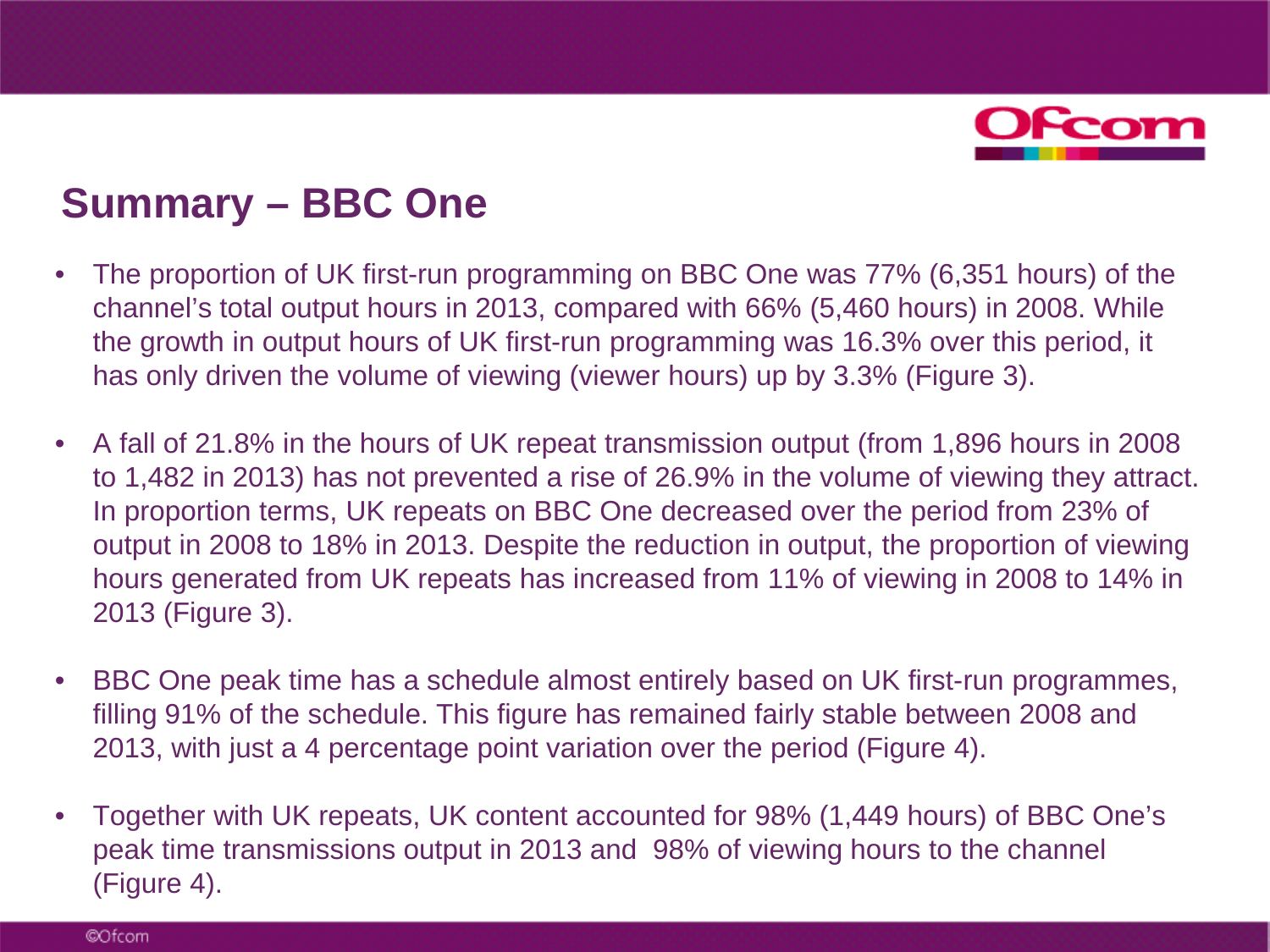## Summary – BBC One

- The proportion of UK first-run programming on BBC One was 77% (6,351 hours) of the channel's total output hours in 2013, compared with 66% (5,460 hours) in 2008. While the growth in output hours of UK first-run programming was 16.3% over this period, it has only driven the volume of viewing (viewer hours) up by 3.3% (Figure 3).

- A fall of 21.8% in the hours of UK repeat transmission output (from 1,896 hours in 2008 to 1,482 in 2013) has not prevented a rise of 26.9% in the volume of viewing they attract. In proportion terms, UK repeats on BBC One decreased over the period from 23% of output in 2008 to 18% in 2013. Despite the reduction in output, the proportion of viewing hours generated from UK repeats has increased from 11% of viewing in 2008 to 14% in 2013 (Figure 3).

- BBC One peak time has a schedule almost entirely based on UK first-run programmes, filling 91% of the schedule. This figure has remained fairly stable between 2008 and 2013, with just a 4 percentage point variation over the period (Figure 4).

- Together with UK repeats, UK content accounted for 98% (1,449 hours) of BBC One's peak time transmissions output in 2013 and 98% of viewing hours to the channel (Figure 4).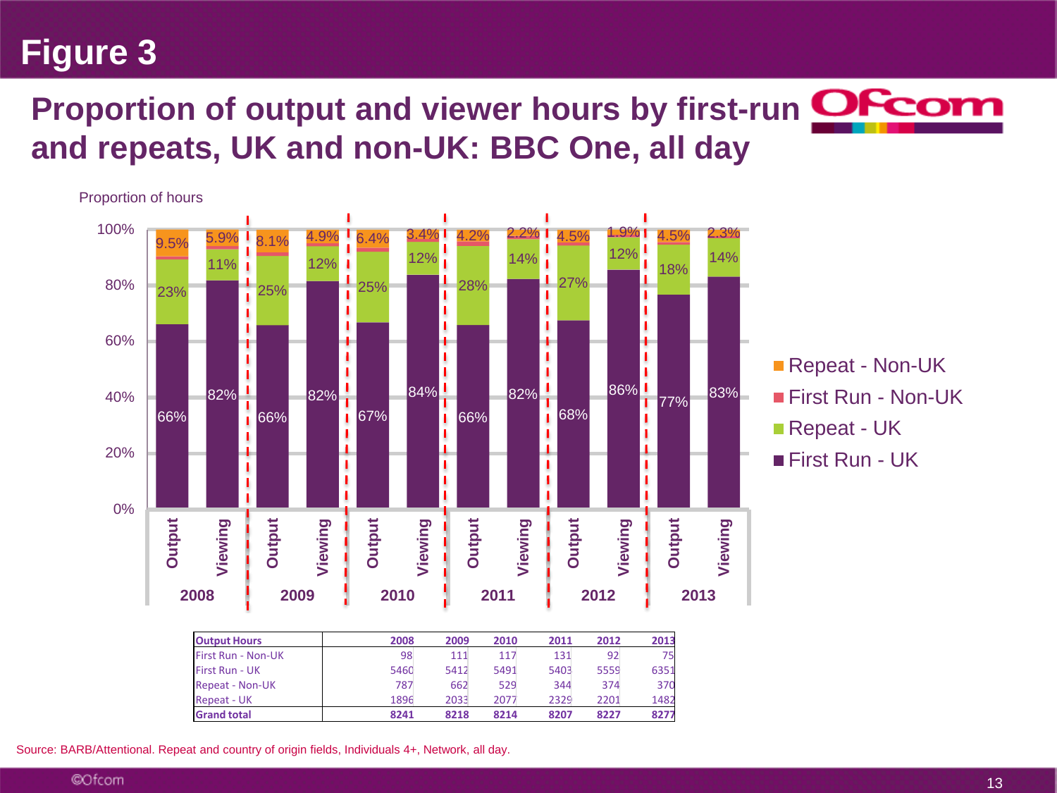# Figure 3

## Proportion of output and viewer hours by first-run and repeats, UK and non-UK: BBC One, all day

Proportion of hours

| Year | Measure | First Run - UK | Repeat - UK | First Run - Non-UK | Repeat - Non-UK |
|---|---|---|---|---|---|
| 2008 | Output | 66% | 23% | | 9.5% |
| 2008 | Viewing | 82% | 11% | | 5.9% |
| 2009 | Output | 66% | 25% | | 8.1% |
| 2009 | Viewing | 82% | 12% | | 4.9% |
| 2010 | Output | 67% | 25% | | 6.4% |
| 2010 | Viewing | 84% | 12% | | 3.4% |
| 2011 | Output | 66% | 28% | | 4.2% |
| 2011 | Viewing | 82% | 14% | | 2.2% |
| 2012 | Output | 68% | 27% | | 4.5% |
| 2012 | Viewing | 86% | 12% | | 1.9% |
| 2013 | Output | 77% | 18% | | 4.5% |
| 2013 | Viewing | 83% | 14% | | 2.3% |

| Output Hours | 2008 | 2009 | 2010 | 2011 | 2012 | 2013 |
|---|---|---|---|---|---|---|
| First Run - Non-UK | 98 | 111 | 117 | 131 | 92 | 75 |
| First Run - UK | 5460 | 5412 | 5491 | 5403 | 5559 | 6351 |
| Repeat - Non-UK | 787 | 662 | 529 | 344 | 374 | 370 |
| Repeat - UK | 1896 | 2033 | 2077 | 2329 | 2201 | 1482 |
| **Grand total** | **8241** | **8218** | **8214** | **8207** | **8227** | **8277** |

Source: BARB/Attentional. Repeat and country of origin fields, Individuals 4+, Network, all day.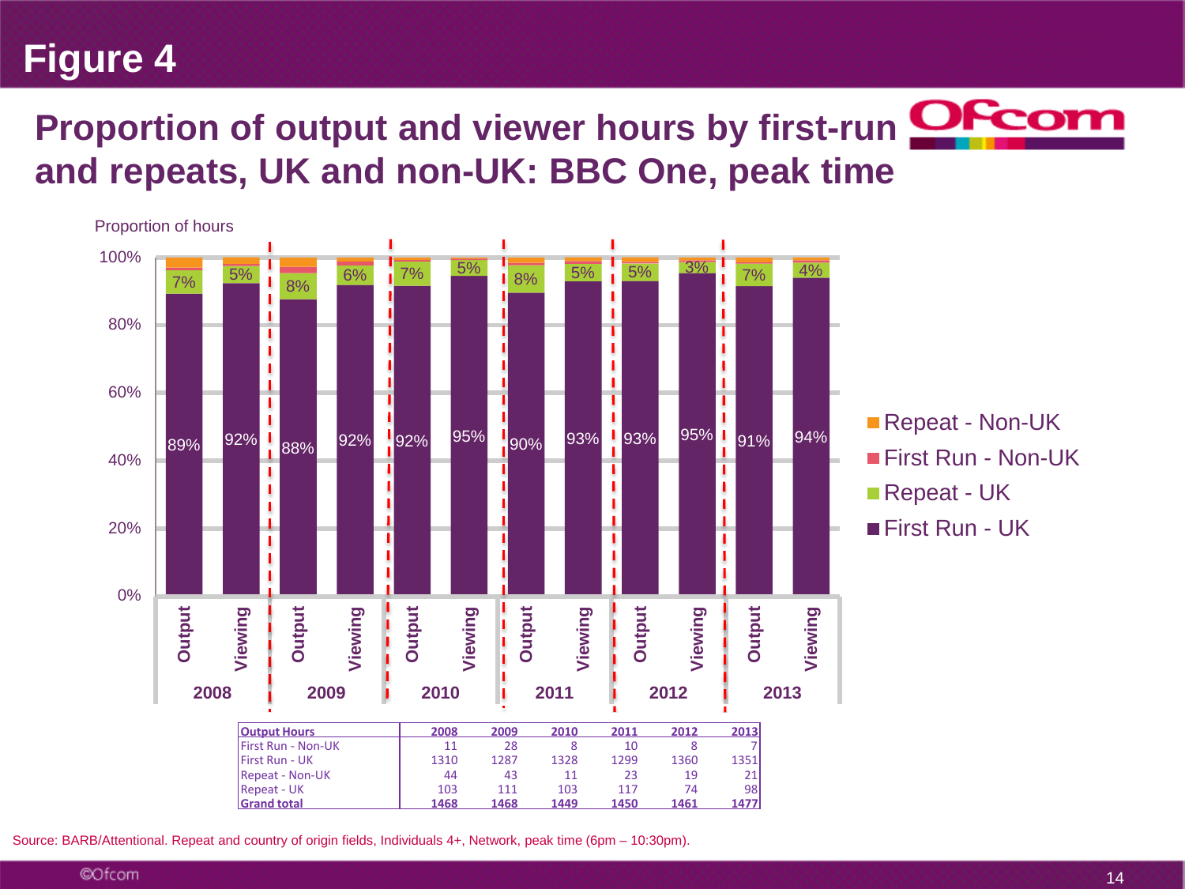# Figure 4

## Proportion of output and viewer hours by first-run and repeats, UK and non-UK: BBC One, peak time

Proportion of hours

| | 2008 Output | 2008 Viewing | 2009 Output | 2009 Viewing | 2010 Output | 2010 Viewing | 2011 Output | 2011 Viewing | 2012 Output | 2012 Viewing | 2013 Output | 2013 Viewing |
|---|---|---|---|---|---|---|---|---|---|---|---|---|
| Repeat - UK | 7% | 5% | 8% | 6% | 7% | 5% | 8% | 5% | 5% | 3% | 7% | 4% |
| First Run - UK | 89% | 92% | 88% | 92% | 92% | 95% | 90% | 93% | 93% | 95% | 91% | 94% |

Legend: Repeat - Non-UK; First Run - Non-UK; Repeat - UK; First Run - UK

| Output Hours | 2008 | 2009 | 2010 | 2011 | 2012 | 2013 |
|---|---|---|---|---|---|---|
| First Run - Non-UK | 11 | 28 | 8 | 10 | 8 | 7 |
| First Run - UK | 1310 | 1287 | 1328 | 1299 | 1360 | 1351 |
| Repeat - Non-UK | 44 | 43 | 11 | 23 | 19 | 21 |
| Repeat - UK | 103 | 111 | 103 | 117 | 74 | 98 |
| **Grand total** | **1468** | **1468** | **1449** | **1450** | **1461** | **1477** |

Source: BARB/Attentional. Repeat and country of origin fields, Individuals 4+, Network, peak time (6pm – 10:30pm).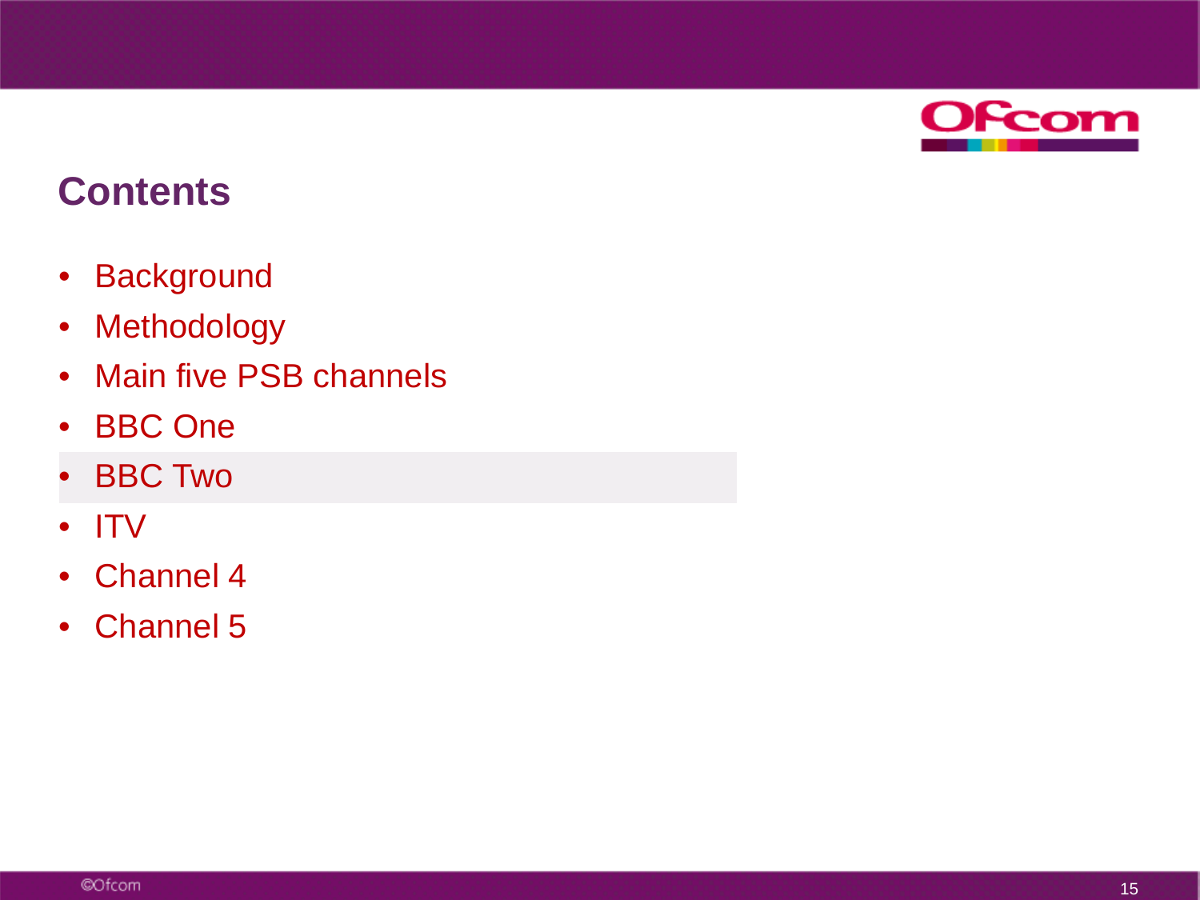## Contents

- Background
- Methodology
- Main five PSB channels
- BBC One
- BBC Two
- ITV
- Channel 4
- Channel 5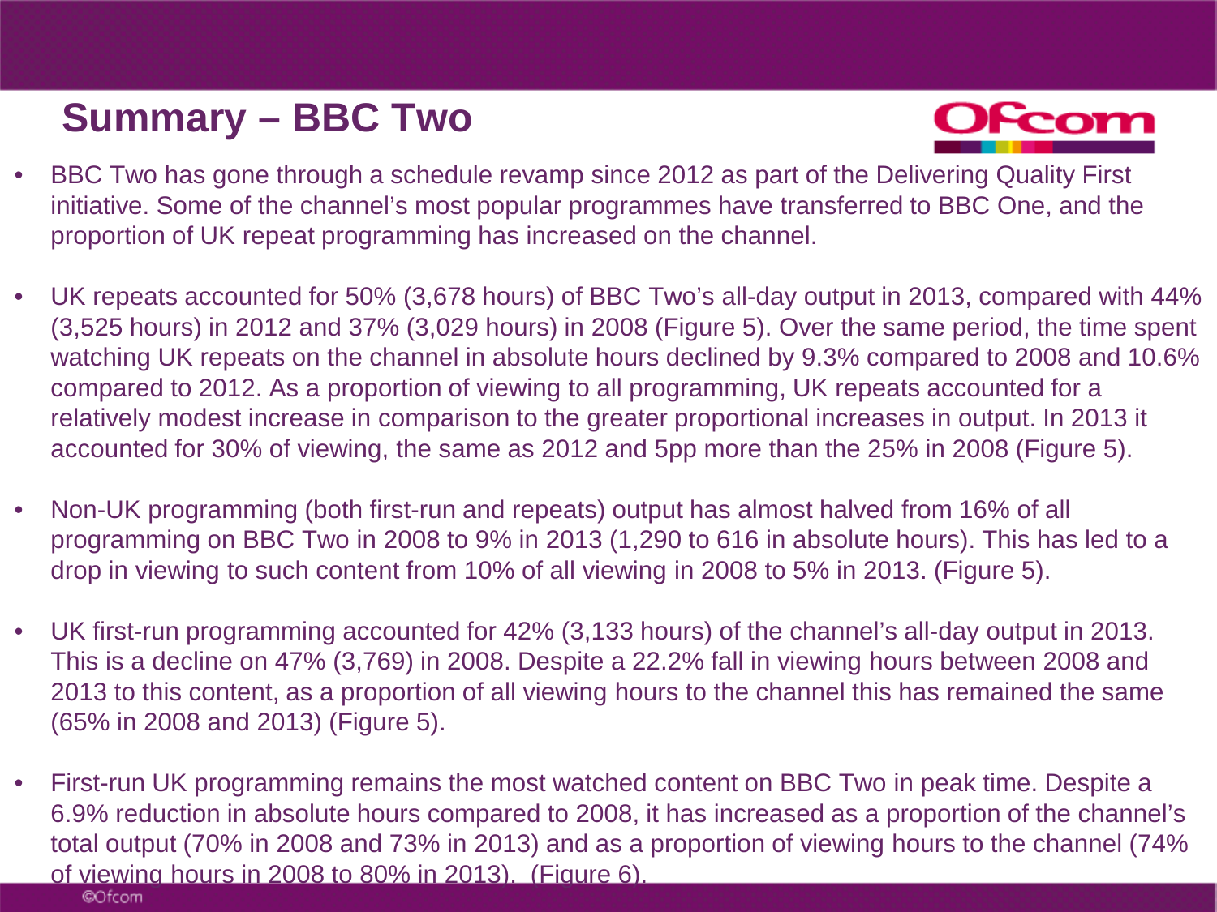# Summary – BBC Two

- BBC Two has gone through a schedule revamp since 2012 as part of the Delivering Quality First initiative. Some of the channel's most popular programmes have transferred to BBC One, and the proportion of UK repeat programming has increased on the channel.

- UK repeats accounted for 50% (3,678 hours) of BBC Two's all-day output in 2013, compared with 44% (3,525 hours) in 2012 and 37% (3,029 hours) in 2008 (Figure 5). Over the same period, the time spent watching UK repeats on the channel in absolute hours declined by 9.3% compared to 2008 and 10.6% compared to 2012. As a proportion of viewing to all programming, UK repeats accounted for a relatively modest increase in comparison to the greater proportional increases in output. In 2013 it accounted for 30% of viewing, the same as 2012 and 5pp more than the 25% in 2008 (Figure 5).

- Non-UK programming (both first-run and repeats) output has almost halved from 16% of all programming on BBC Two in 2008 to 9% in 2013 (1,290 to 616 in absolute hours). This has led to a drop in viewing to such content from 10% of all viewing in 2008 to 5% in 2013. (Figure 5).

- UK first-run programming accounted for 42% (3,133 hours) of the channel's all-day output in 2013. This is a decline on 47% (3,769) in 2008. Despite a 22.2% fall in viewing hours between 2008 and 2013 to this content, as a proportion of all viewing hours to the channel this has remained the same (65% in 2008 and 2013) (Figure 5).

- First-run UK programming remains the most watched content on BBC Two in peak time. Despite a 6.9% reduction in absolute hours compared to 2008, it has increased as a proportion of the channel's total output (70% in 2008 and 73% in 2013) and as a proportion of viewing hours to the channel (74% of viewing hours in 2008 to 80% in 2013). (Figure 6).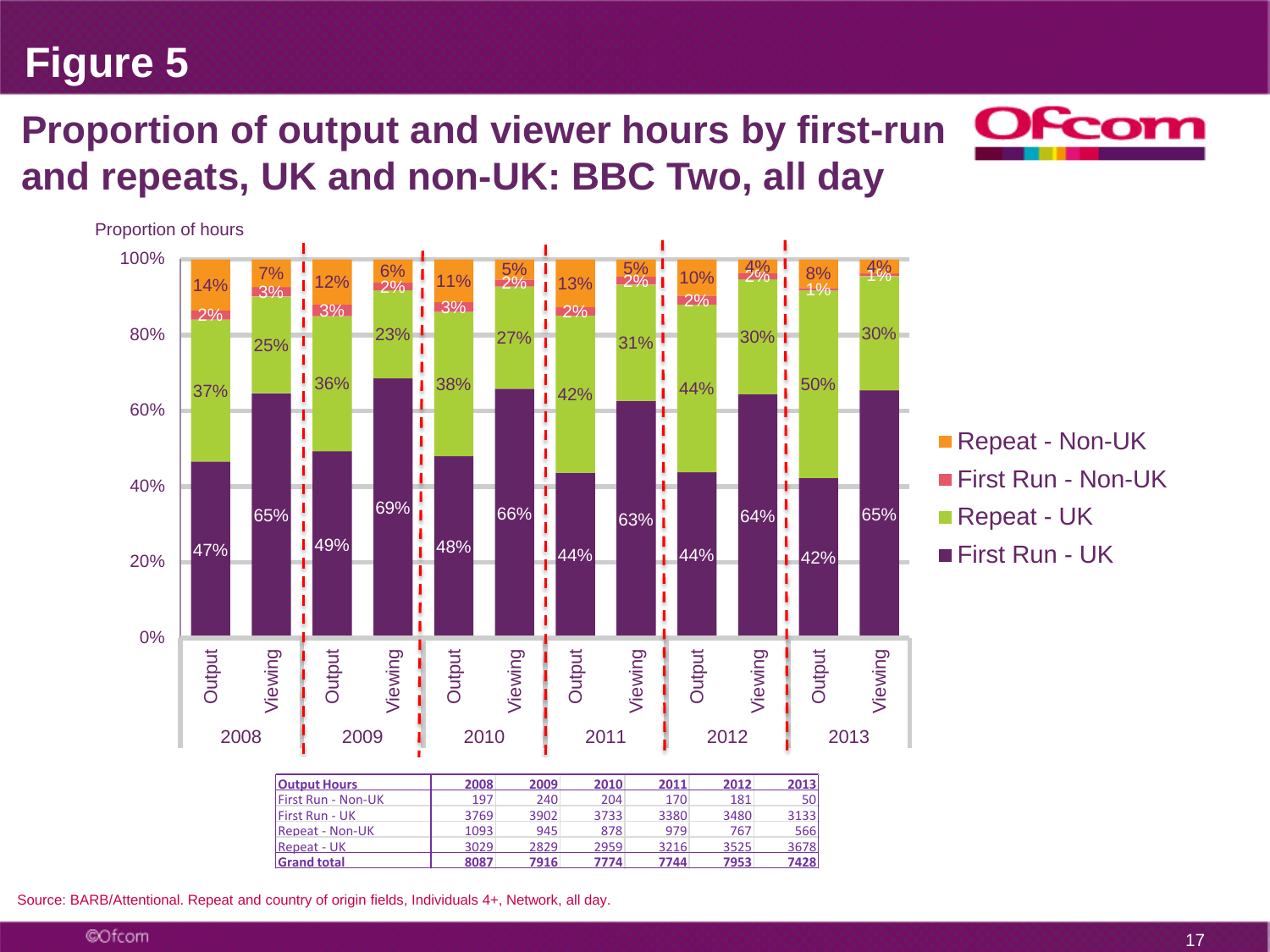# Figure 5

## Proportion of output and viewer hours by first-run and repeats, UK and non-UK: BBC Two, all day

Proportion of hours

| Year | Type | First Run - UK | Repeat - UK | First Run - Non-UK | Repeat - Non-UK |
|---|---|---|---|---|---|
| 2008 | Output | 47% | 37% | 2% | 14% |
| 2008 | Viewing | 65% | 25% | 3% | 7% |
| 2009 | Output | 49% | 36% | 3% | 12% |
| 2009 | Viewing | 69% | 23% | 2% | 6% |
| 2010 | Output | 48% | 38% | 3% | 11% |
| 2010 | Viewing | 66% | 27% | 2% | 5% |
| 2011 | Output | 44% | 42% | 2% | 13% |
| 2011 | Viewing | 63% | 31% | 2% | 5% |
| 2012 | Output | 44% | 44% | 2% | 10% |
| 2012 | Viewing | 64% | 30% | 2% | 4% |
| 2013 | Output | 42% | 50% | 1% | 8% |
| 2013 | Viewing | 65% | 30% | 1% | 4% |

| Output Hours | 2008 | 2009 | 2010 | 2011 | 2012 | 2013 |
|---|---|---|---|---|---|---|
| First Run - Non-UK | 197 | 240 | 204 | 170 | 181 | 50 |
| First Run - UK | 3769 | 3902 | 3733 | 3380 | 3480 | 3133 |
| Repeat - Non-UK | 1093 | 945 | 878 | 979 | 767 | 566 |
| Repeat - UK | 3029 | 2829 | 2959 | 3216 | 3525 | 3678 |
| **Grand total** | **8087** | **7916** | **7774** | **7744** | **7953** | **7428** |

Source: BARB/Attentional. Repeat and country of origin fields, Individuals 4+, Network, all day.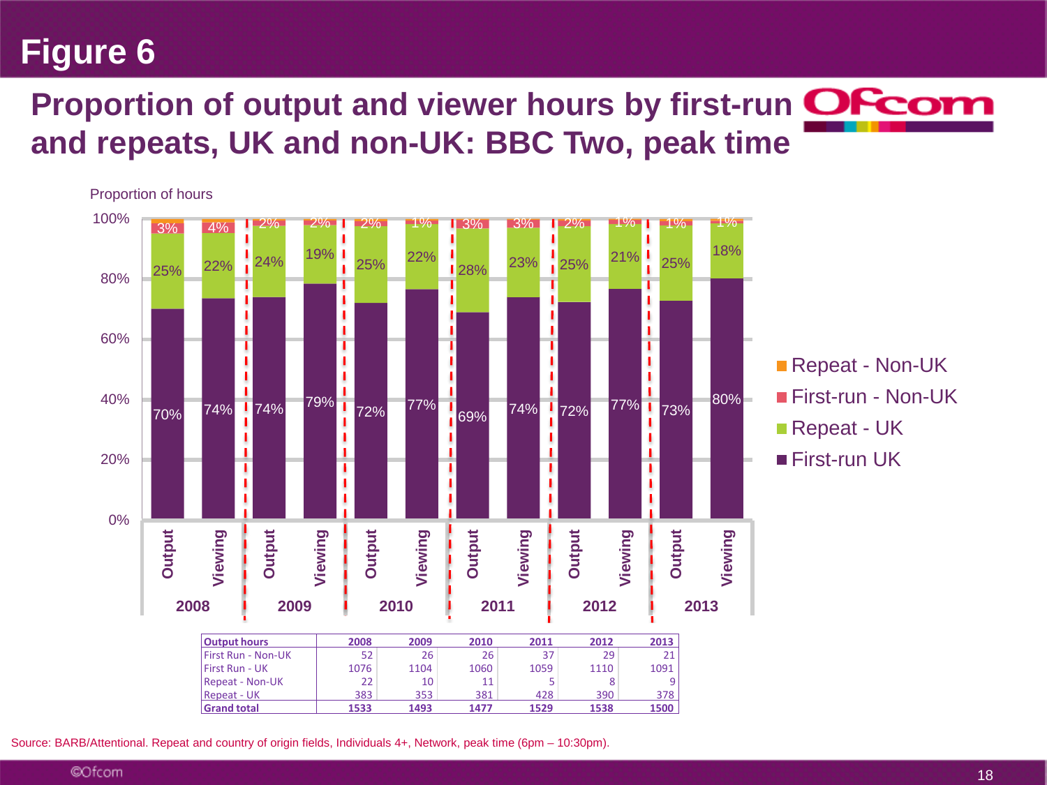# Figure 6

## Proportion of output and viewer hours by first-run and repeats, UK and non-UK: BBC Two, peak time

Proportion of hours

| | 2008 Output | 2008 Viewing | 2009 Output | 2009 Viewing | 2010 Output | 2010 Viewing | 2011 Output | 2011 Viewing | 2012 Output | 2012 Viewing | 2013 Output | 2013 Viewing |
|---|---|---|---|---|---|---|---|---|---|---|---|---|
| First-run - Non-UK | 3% | 4% | 2% | 2% | 2% | 1% | 3% | 3% | 2% | 1% | 1% | 1% |
| Repeat - UK | 25% | 22% | 24% | 19% | 25% | 22% | 28% | 23% | 25% | 21% | 25% | 18% |
| First-run UK | 70% | 74% | 74% | 79% | 72% | 77% | 69% | 74% | 72% | 77% | 73% | 80% |

Legend: Repeat - Non-UK; First-run - Non-UK; Repeat - UK; First-run UK

| Output hours | 2008 | 2009 | 2010 | 2011 | 2012 | 2013 |
|---|---|---|---|---|---|---|
| First Run - Non-UK | 52 | 26 | 26 | 37 | 29 | 21 |
| First Run - UK | 1076 | 1104 | 1060 | 1059 | 1110 | 1091 |
| Repeat - Non-UK | 22 | 10 | 11 | 5 | 8 | 9 |
| Repeat - UK | 383 | 353 | 381 | 428 | 390 | 378 |
| **Grand total** | **1533** | **1493** | **1477** | **1529** | **1538** | **1500** |

Source: BARB/Attentional. Repeat and country of origin fields, Individuals 4+, Network, peak time (6pm – 10:30pm).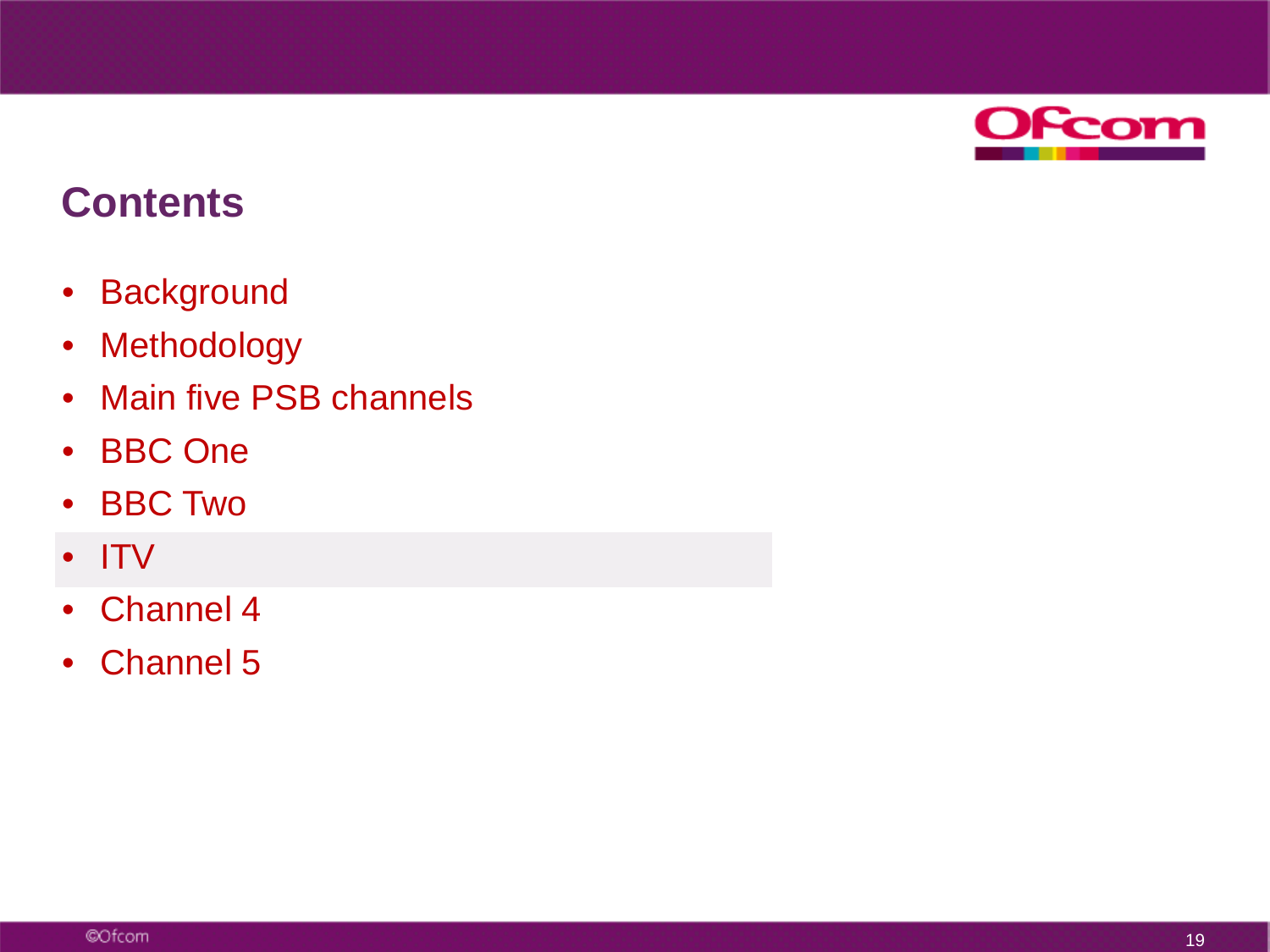## Contents

- Background
- Methodology
- Main five PSB channels
- BBC One
- BBC Two
- ITV
- Channel 4
- Channel 5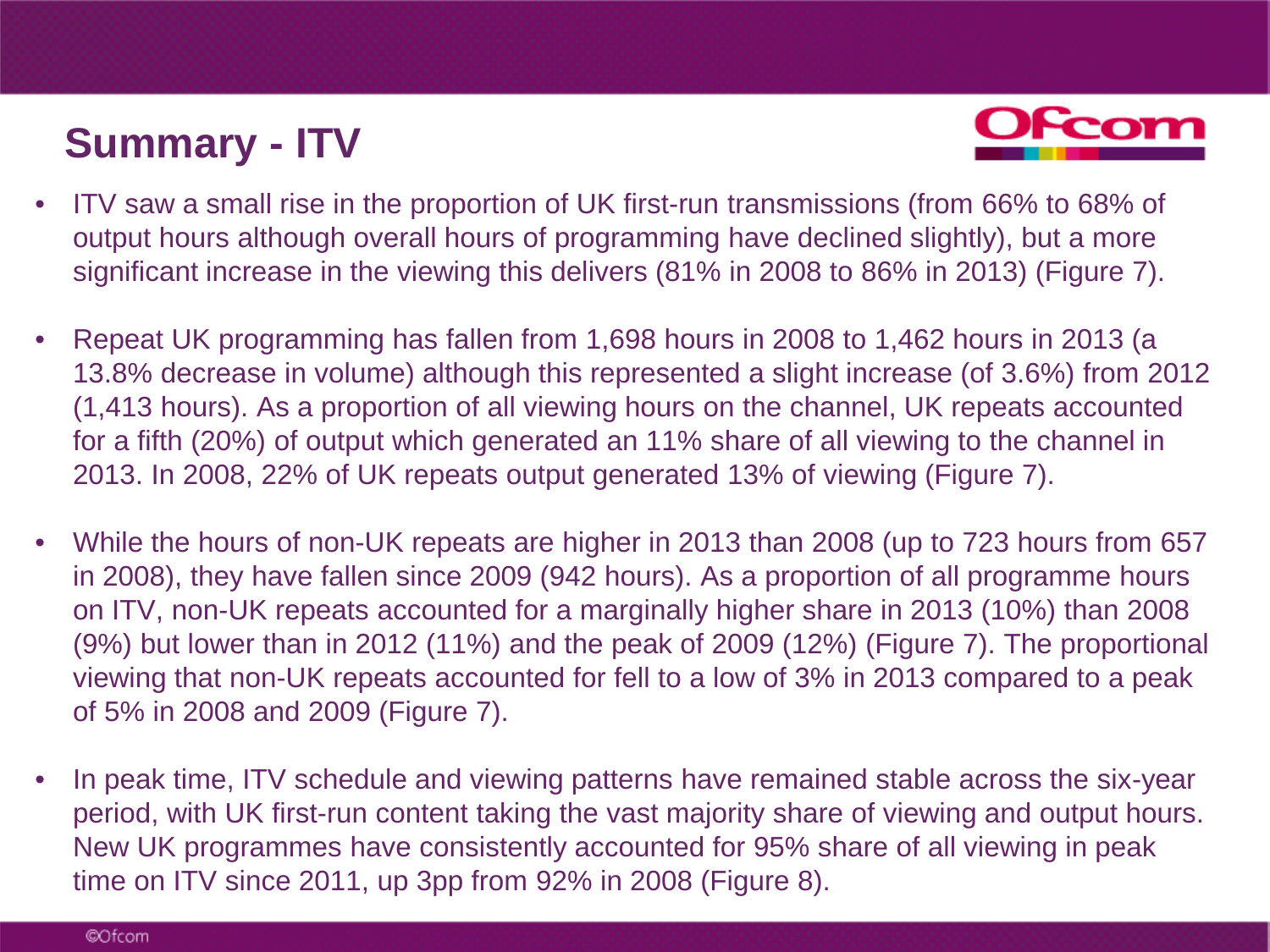# Summary - ITV

- ITV saw a small rise in the proportion of UK first-run transmissions (from 66% to 68% of output hours although overall hours of programming have declined slightly), but a more significant increase in the viewing this delivers (81% in 2008 to 86% in 2013) (Figure 7).
- Repeat UK programming has fallen from 1,698 hours in 2008 to 1,462 hours in 2013 (a 13.8% decrease in volume) although this represented a slight increase (of 3.6%) from 2012 (1,413 hours). As a proportion of all viewing hours on the channel, UK repeats accounted for a fifth (20%) of output which generated an 11% share of all viewing to the channel in 2013. In 2008, 22% of UK repeats output generated 13% of viewing (Figure 7).
- While the hours of non-UK repeats are higher in 2013 than 2008 (up to 723 hours from 657 in 2008), they have fallen since 2009 (942 hours). As a proportion of all programme hours on ITV, non-UK repeats accounted for a marginally higher share in 2013 (10%) than 2008 (9%) but lower than in 2012 (11%) and the peak of 2009 (12%) (Figure 7). The proportional viewing that non-UK repeats accounted for fell to a low of 3% in 2013 compared to a peak of 5% in 2008 and 2009 (Figure 7).
- In peak time, ITV schedule and viewing patterns have remained stable across the six-year period, with UK first-run content taking the vast majority share of viewing and output hours. New UK programmes have consistently accounted for 95% share of all viewing in peak time on ITV since 2011, up 3pp from 92% in 2008 (Figure 8).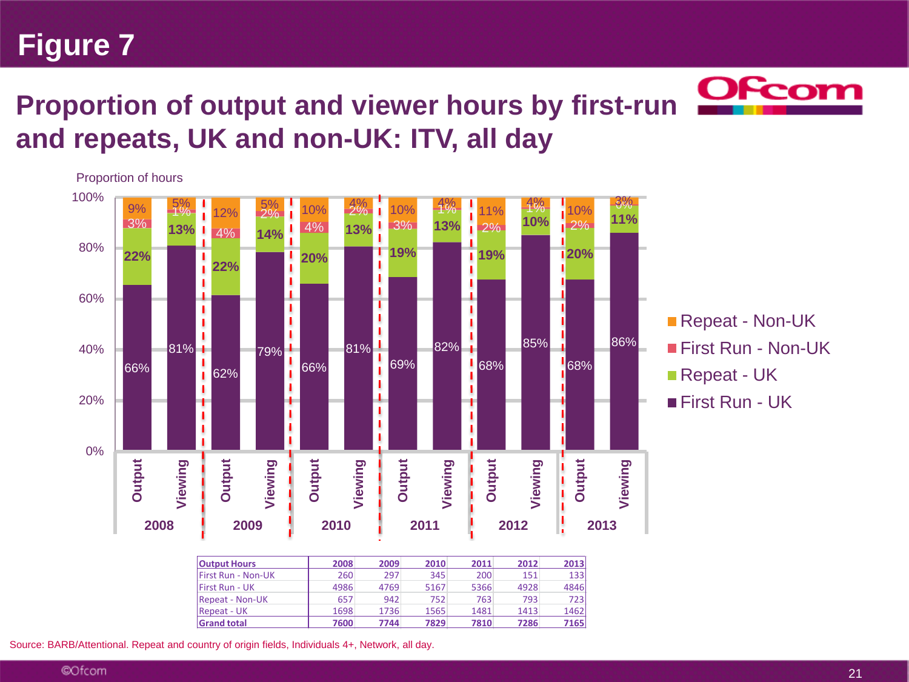# Figure 7

## Proportion of output and viewer hours by first-run and repeats, UK and non-UK: ITV, all day

Proportion of hours

| | 2008 Output | 2008 Viewing | 2009 Output | 2009 Viewing | 2010 Output | 2010 Viewing | 2011 Output | 2011 Viewing | 2012 Output | 2012 Viewing | 2013 Output | 2013 Viewing |
|---|---|---|---|---|---|---|---|---|---|---|---|---|
| Repeat - Non-UK | 9% | 5% | 12% | 5% | 10% | 4% | 10% | 4% | 11% | 4% | 10% | 3% |
| First Run - Non-UK | 3% | 1% | 4% | 2% | 4% | 2% | 3% | 1% | 2% | 1% | 2% | 0% |
| Repeat - UK | 22% | 13% | 22% | 14% | 20% | 13% | 19% | 13% | 19% | 10% | 20% | 11% |
| First Run - UK | 66% | 81% | 62% | 79% | 66% | 81% | 69% | 82% | 68% | 85% | 68% | 86% |

| Output Hours | 2008 | 2009 | 2010 | 2011 | 2012 | 2013 |
|---|---|---|---|---|---|---|
| First Run - Non-UK | 260 | 297 | 345 | 200 | 151 | 133 |
| First Run - UK | 4986 | 4769 | 5167 | 5366 | 4928 | 4846 |
| Repeat - Non-UK | 657 | 942 | 752 | 763 | 793 | 723 |
| Repeat - UK | 1698 | 1736 | 1565 | 1481 | 1413 | 1462 |
| **Grand total** | **7600** | **7744** | **7829** | **7810** | **7286** | **7165** |

Source: BARB/Attentional. Repeat and country of origin fields, Individuals 4+, Network, all day.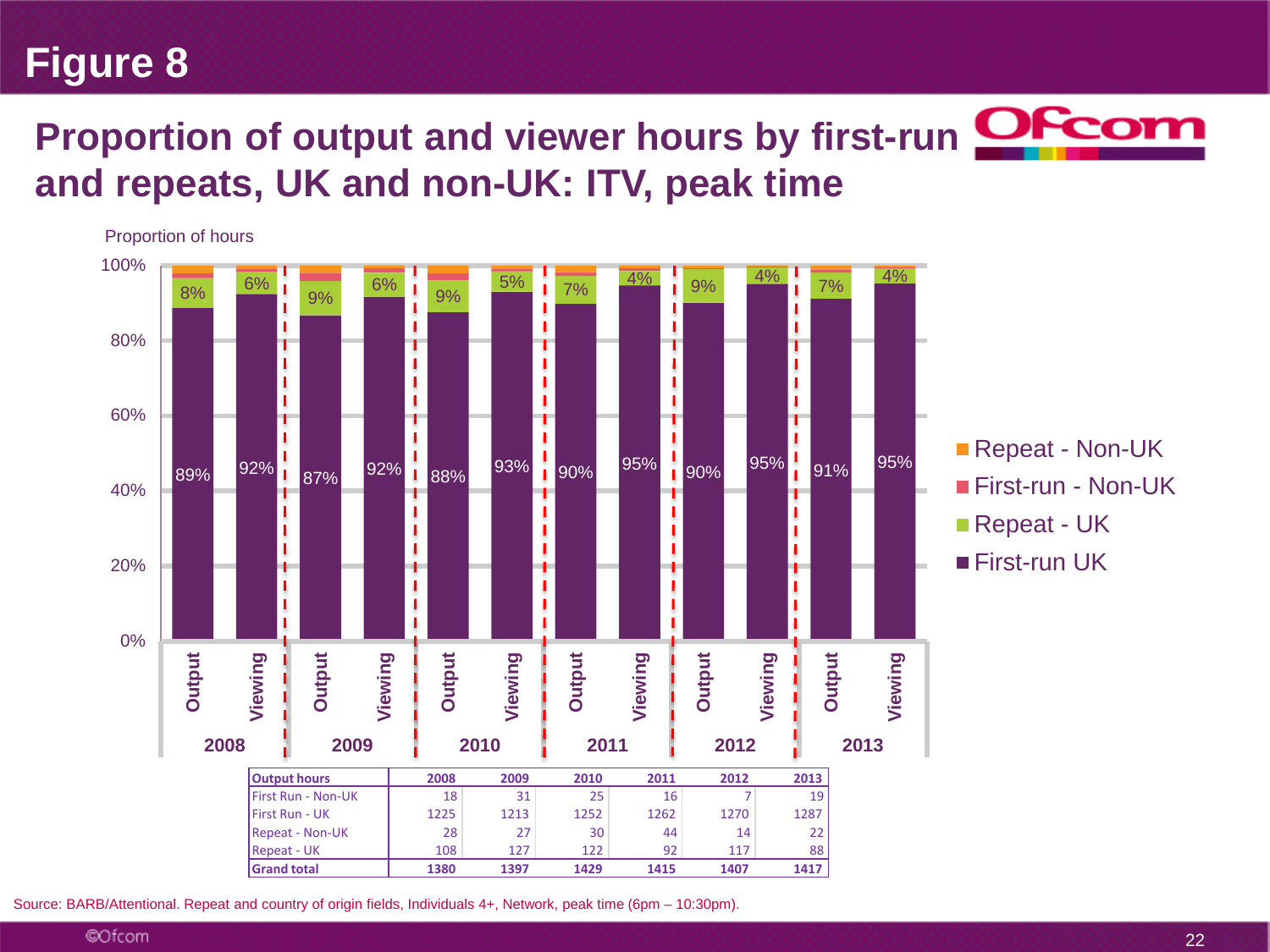# Figure 8

## Proportion of output and viewer hours by first-run and repeats, UK and non-UK: ITV, peak time

Proportion of hours

| Year | Measure | First-run UK | Repeat - UK |
|---|---|---|---|
| 2008 | Output | 89% | 8% |
| 2008 | Viewing | 92% | 6% |
| 2009 | Output | 87% | 9% |
| 2009 | Viewing | 92% | 6% |
| 2010 | Output | 88% | 9% |
| 2010 | Viewing | 93% | 5% |
| 2011 | Output | 90% | 7% |
| 2011 | Viewing | 95% | 4% |
| 2012 | Output | 90% | 9% |
| 2012 | Viewing | 95% | 4% |
| 2013 | Output | 91% | 7% |
| 2013 | Viewing | 95% | 4% |

Legend: Repeat - Non-UK; First-run - Non-UK; Repeat - UK; First-run UK

| Output hours | 2008 | 2009 | 2010 | 2011 | 2012 | 2013 |
|---|---|---|---|---|---|---|
| First Run - Non-UK | 18 | 31 | 25 | 16 | 7 | 19 |
| First Run - UK | 1225 | 1213 | 1252 | 1262 | 1270 | 1287 |
| Repeat - Non-UK | 28 | 27 | 30 | 44 | 14 | 22 |
| Repeat - UK | 108 | 127 | 122 | 92 | 117 | 88 |
| **Grand total** | **1380** | **1397** | **1429** | **1415** | **1407** | **1417** |

Source: BARB/Attentional. Repeat and country of origin fields, Individuals 4+, Network, peak time (6pm – 10:30pm).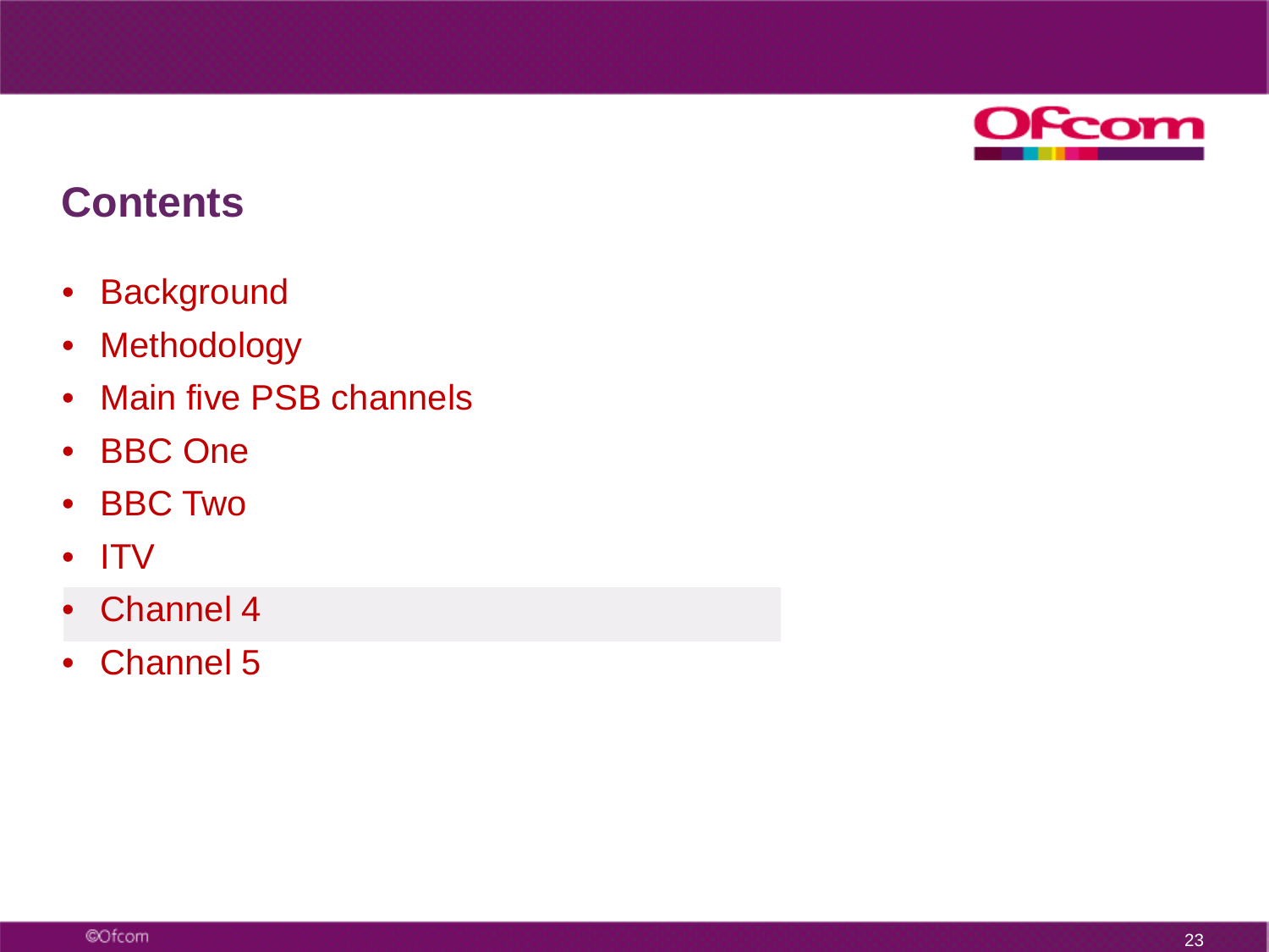# Contents

- Background
- Methodology
- Main five PSB channels
- BBC One
- BBC Two
- ITV
- Channel 4
- Channel 5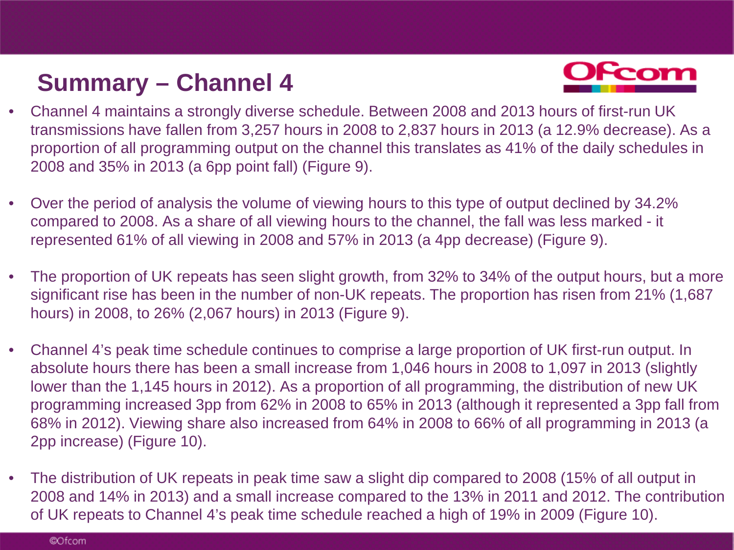# Summary – Channel 4

- Channel 4 maintains a strongly diverse schedule. Between 2008 and 2013 hours of first-run UK transmissions have fallen from 3,257 hours in 2008 to 2,837 hours in 2013 (a 12.9% decrease). As a proportion of all programming output on the channel this translates as 41% of the daily schedules in 2008 and 35% in 2013 (a 6pp point fall) (Figure 9).

- Over the period of analysis the volume of viewing hours to this type of output declined by 34.2% compared to 2008. As a share of all viewing hours to the channel, the fall was less marked - it represented 61% of all viewing in 2008 and 57% in 2013 (a 4pp decrease) (Figure 9).

- The proportion of UK repeats has seen slight growth, from 32% to 34% of the output hours, but a more significant rise has been in the number of non-UK repeats. The proportion has risen from 21% (1,687 hours) in 2008, to 26% (2,067 hours) in 2013 (Figure 9).

- Channel 4's peak time schedule continues to comprise a large proportion of UK first-run output. In absolute hours there has been a small increase from 1,046 hours in 2008 to 1,097 in 2013 (slightly lower than the 1,145 hours in 2012). As a proportion of all programming, the distribution of new UK programming increased 3pp from 62% in 2008 to 65% in 2013 (although it represented a 3pp fall from 68% in 2012). Viewing share also increased from 64% in 2008 to 66% of all programming in 2013 (a 2pp increase) (Figure 10).

- The distribution of UK repeats in peak time saw a slight dip compared to 2008 (15% of all output in 2008 and 14% in 2013) and a small increase compared to the 13% in 2011 and 2012. The contribution of UK repeats to Channel 4's peak time schedule reached a high of 19% in 2009 (Figure 10).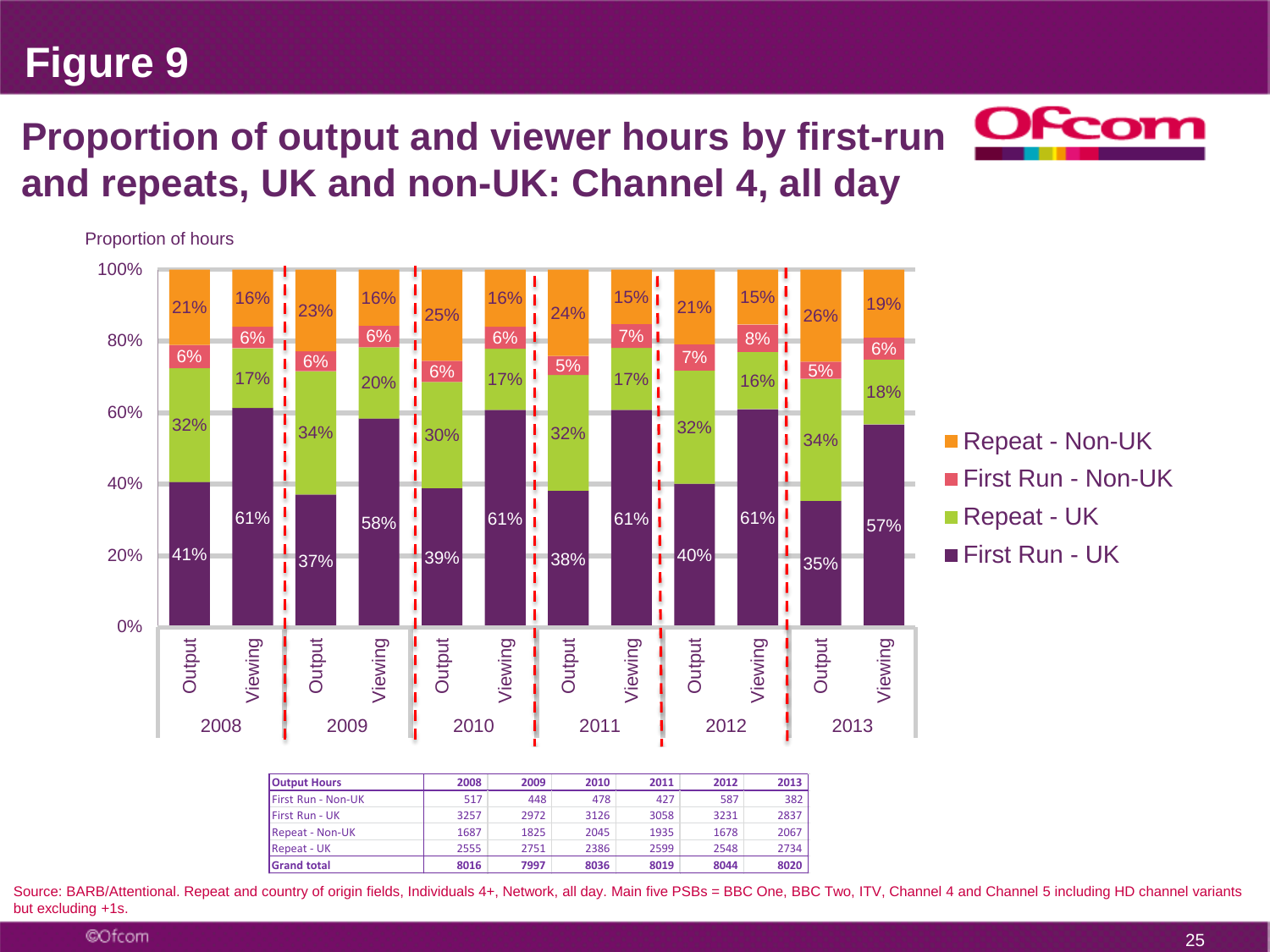# Figure 9

## Proportion of output and viewer hours by first-run and repeats, UK and non-UK: Channel 4, all day

Proportion of hours

| Year | Type | First Run - UK | Repeat - UK | First Run - Non-UK | Repeat - Non-UK |
|---|---|---|---|---|---|
| 2008 | Output | 41% | 32% | 6% | 21% |
| 2008 | Viewing | 61% | 17% | 6% | 16% |
| 2009 | Output | 37% | 34% | 6% | 23% |
| 2009 | Viewing | 58% | 20% | 6% | 16% |
| 2010 | Output | 39% | 30% | 6% | 25% |
| 2010 | Viewing | 61% | 17% | 6% | 16% |
| 2011 | Output | 38% | 32% | 5% | 24% |
| 2011 | Viewing | 61% | 17% | 7% | 15% |
| 2012 | Output | 40% | 32% | 7% | 21% |
| 2012 | Viewing | 61% | 16% | 8% | 15% |
| 2013 | Output | 35% | 34% | 5% | 26% |
| 2013 | Viewing | 57% | 18% | 6% | 19% |

| Output Hours | 2008 | 2009 | 2010 | 2011 | 2012 | 2013 |
|---|---|---|---|---|---|---|
| First Run - Non-UK | 517 | 448 | 478 | 427 | 587 | 382 |
| First Run - UK | 3257 | 2972 | 3126 | 3058 | 3231 | 2837 |
| Repeat - Non-UK | 1687 | 1825 | 2045 | 1935 | 1678 | 2067 |
| Repeat - UK | 2555 | 2751 | 2386 | 2599 | 2548 | 2734 |
| **Grand total** | **8016** | **7997** | **8036** | **8019** | **8044** | **8020** |

Source: BARB/Attentional. Repeat and country of origin fields, Individuals 4+, Network, all day. Main five PSBs = BBC One, BBC Two, ITV, Channel 4 and Channel 5 including HD channel variants but excluding +1s.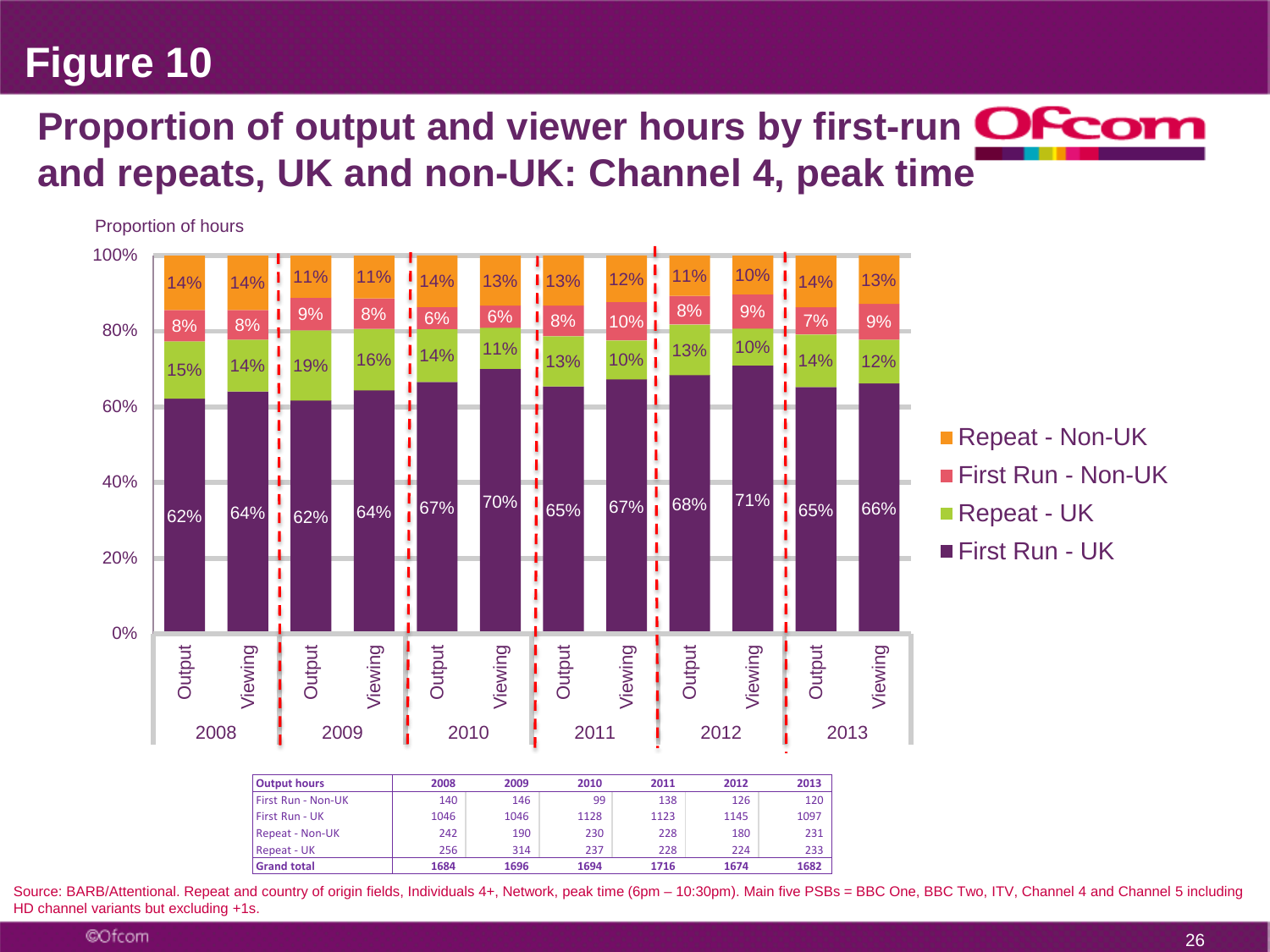# Figure 10

## Proportion of output and viewer hours by first-run and repeats, UK and non-UK: Channel 4, peak time

Proportion of hours

| Year | Measure | First Run - UK | Repeat - UK | First Run - Non-UK | Repeat - Non-UK |
|---|---|---|---|---|---|
| 2008 | Output | 62% | 15% | 8% | 14% |
| 2008 | Viewing | 64% | 14% | 8% | 14% |
| 2009 | Output | 62% | 19% | 9% | 11% |
| 2009 | Viewing | 64% | 16% | 8% | 11% |
| 2010 | Output | 67% | 14% | 6% | 14% |
| 2010 | Viewing | 70% | 11% | 6% | 13% |
| 2011 | Output | 65% | 13% | 8% | 13% |
| 2011 | Viewing | 67% | 10% | 10% | 12% |
| 2012 | Output | 68% | 13% | 8% | 11% |
| 2012 | Viewing | 71% | 10% | 9% | 10% |
| 2013 | Output | 65% | 14% | 7% | 14% |
| 2013 | Viewing | 66% | 12% | 9% | 13% |

| Output hours | 2008 | 2009 | 2010 | 2011 | 2012 | 2013 |
|---|---|---|---|---|---|---|
| First Run - Non-UK | 140 | 146 | 99 | 138 | 126 | 120 |
| First Run - UK | 1046 | 1046 | 1128 | 1123 | 1145 | 1097 |
| Repeat - Non-UK | 242 | 190 | 230 | 228 | 180 | 231 |
| Repeat - UK | 256 | 314 | 237 | 228 | 224 | 233 |
| **Grand total** | **1684** | **1696** | **1694** | **1716** | **1674** | **1682** |

Source: BARB/Attentional. Repeat and country of origin fields, Individuals 4+, Network, peak time (6pm – 10:30pm). Main five PSBs = BBC One, BBC Two, ITV, Channel 4 and Channel 5 including HD channel variants but excluding +1s.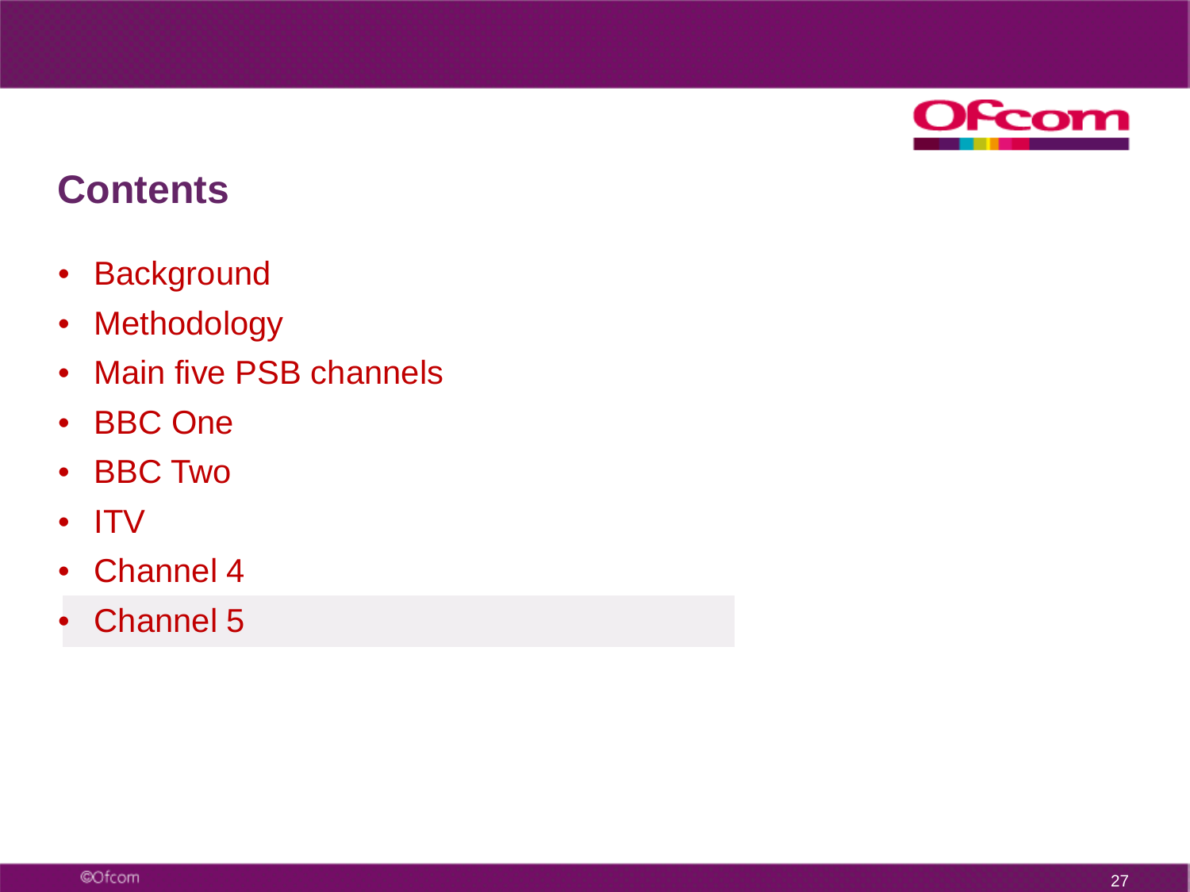# Contents

- Background
- Methodology
- Main five PSB channels
- BBC One
- BBC Two
- ITV
- Channel 4
- Channel 5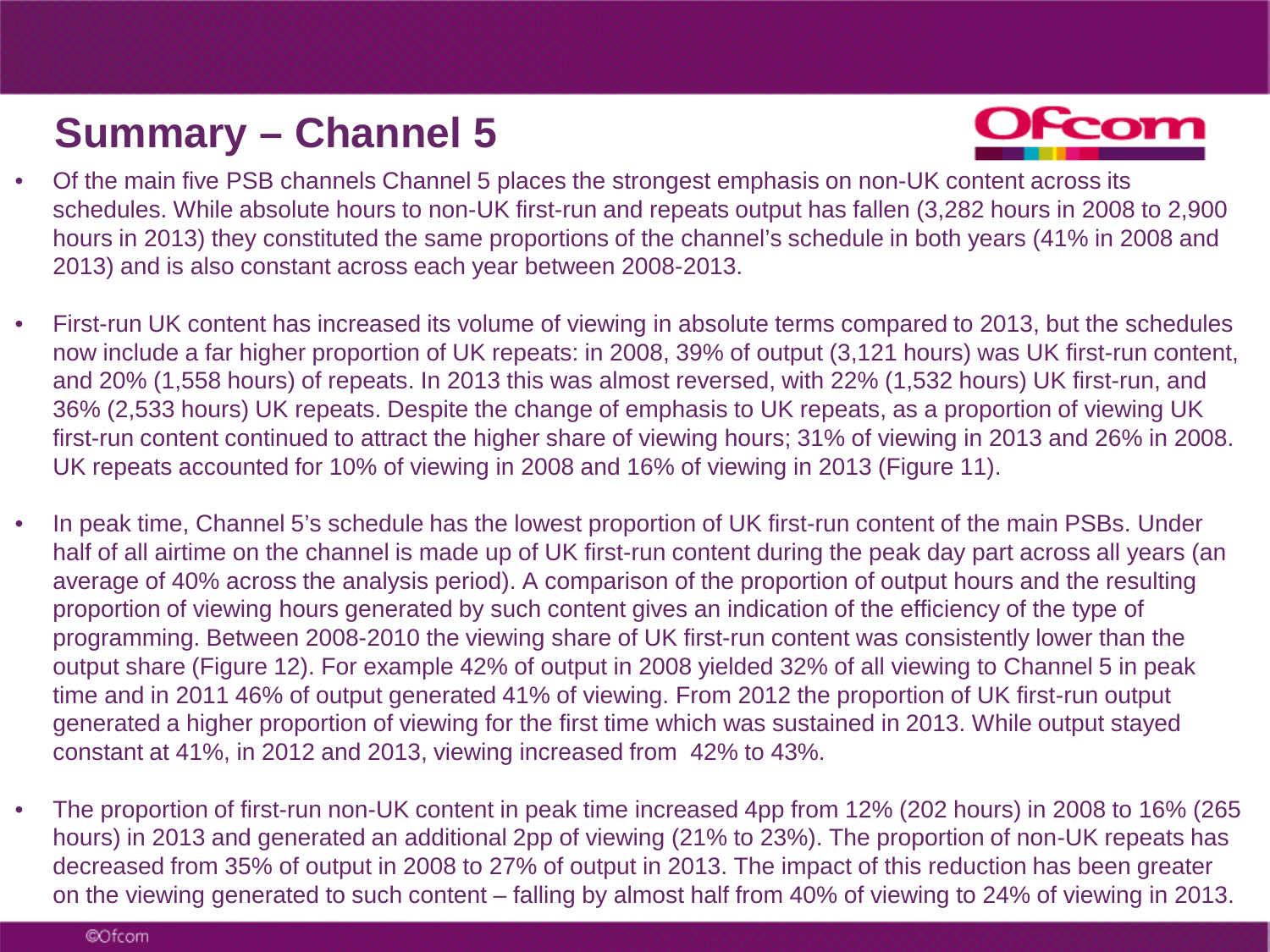# Summary – Channel 5

- Of the main five PSB channels Channel 5 places the strongest emphasis on non-UK content across its schedules. While absolute hours to non-UK first-run and repeats output has fallen (3,282 hours in 2008 to 2,900 hours in 2013) they constituted the same proportions of the channel's schedule in both years (41% in 2008 and 2013) and is also constant across each year between 2008-2013.

- First-run UK content has increased its volume of viewing in absolute terms compared to 2013, but the schedules now include a far higher proportion of UK repeats: in 2008, 39% of output (3,121 hours) was UK first-run content, and 20% (1,558 hours) of repeats. In 2013 this was almost reversed, with 22% (1,532 hours) UK first-run, and 36% (2,533 hours) UK repeats. Despite the change of emphasis to UK repeats, as a proportion of viewing UK first-run content continued to attract the higher share of viewing hours; 31% of viewing in 2013 and 26% in 2008. UK repeats accounted for 10% of viewing in 2008 and 16% of viewing in 2013 (Figure 11).

- In peak time, Channel 5's schedule has the lowest proportion of UK first-run content of the main PSBs. Under half of all airtime on the channel is made up of UK first-run content during the peak day part across all years (an average of 40% across the analysis period). A comparison of the proportion of output hours and the resulting proportion of viewing hours generated by such content gives an indication of the efficiency of the type of programming. Between 2008-2010 the viewing share of UK first-run content was consistently lower than the output share (Figure 12). For example 42% of output in 2008 yielded 32% of all viewing to Channel 5 in peak time and in 2011 46% of output generated 41% of viewing. From 2012 the proportion of UK first-run output generated a higher proportion of viewing for the first time which was sustained in 2013. While output stayed constant at 41%, in 2012 and 2013, viewing increased from 42% to 43%.

- The proportion of first-run non-UK content in peak time increased 4pp from 12% (202 hours) in 2008 to 16% (265 hours) in 2013 and generated an additional 2pp of viewing (21% to 23%). The proportion of non-UK repeats has decreased from 35% of output in 2008 to 27% of output in 2013. The impact of this reduction has been greater on the viewing generated to such content – falling by almost half from 40% of viewing to 24% of viewing in 2013.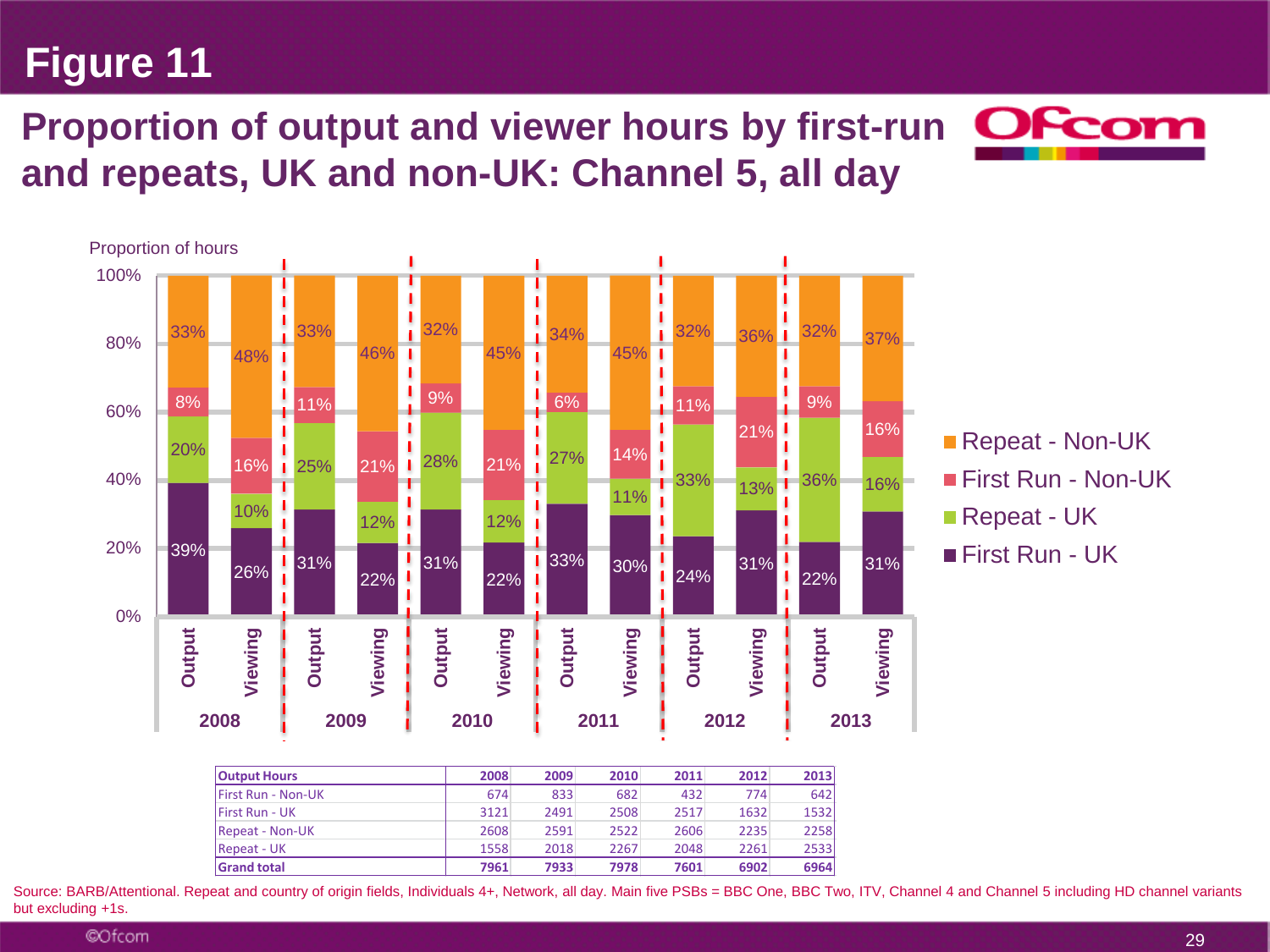# Figure 11

## Proportion of output and viewer hours by first-run and repeats, UK and non-UK: Channel 5, all day

Proportion of hours

| Year | Measure | First Run - UK | Repeat - UK | First Run - Non-UK | Repeat - Non-UK |
|---|---|---|---|---|---|
| 2008 | Output | 39% | 20% | 8% | 33% |
| 2008 | Viewing | 26% | 10% | 16% | 48% |
| 2009 | Output | 31% | 25% | 11% | 33% |
| 2009 | Viewing | 22% | 12% | 21% | 46% |
| 2010 | Output | 31% | 28% | 9% | 32% |
| 2010 | Viewing | 22% | 12% | 21% | 45% |
| 2011 | Output | 33% | 27% | 6% | 34% |
| 2011 | Viewing | 30% | 11% | 14% | 45% |
| 2012 | Output | 24% | 33% | 11% | 32% |
| 2012 | Viewing | 31% | 13% | 21% | 36% |
| 2013 | Output | 22% | 36% | 9% | 32% |
| 2013 | Viewing | 31% | 16% | 16% | 37% |

| Output Hours | 2008 | 2009 | 2010 | 2011 | 2012 | 2013 |
|---|---|---|---|---|---|---|
| First Run - Non-UK | 674 | 833 | 682 | 432 | 774 | 642 |
| First Run - UK | 3121 | 2491 | 2508 | 2517 | 1632 | 1532 |
| Repeat - Non-UK | 2608 | 2591 | 2522 | 2606 | 2235 | 2258 |
| Repeat - UK | 1558 | 2018 | 2267 | 2048 | 2261 | 2533 |
| **Grand total** | **7961** | **7933** | **7978** | **7601** | **6902** | **6964** |

Source: BARB/Attentional. Repeat and country of origin fields, Individuals 4+, Network, all day. Main five PSBs = BBC One, BBC Two, ITV, Channel 4 and Channel 5 including HD channel variants but excluding +1s.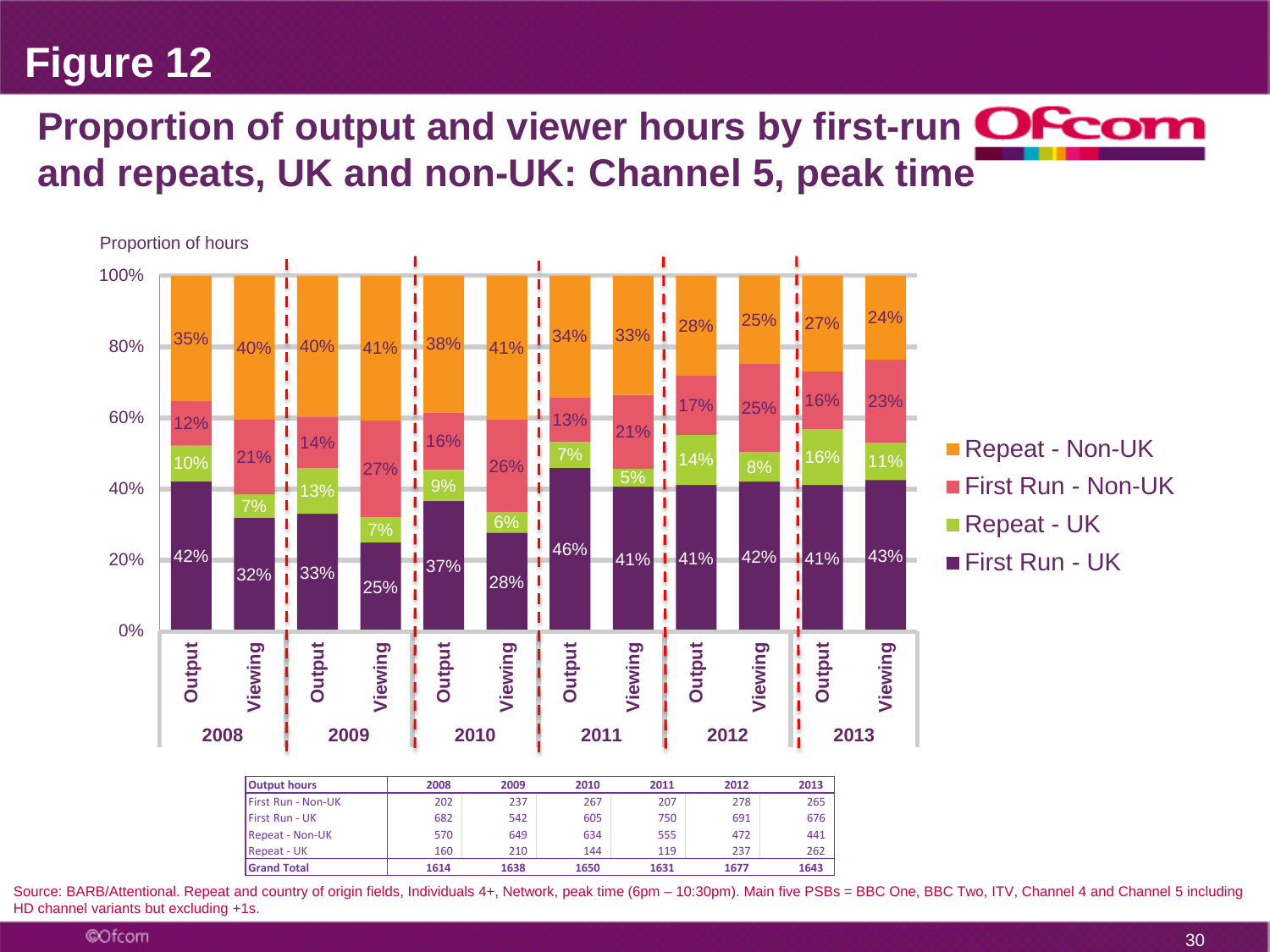# Figure 12

## Proportion of output and viewer hours by first-run and repeats, UK and non-UK: Channel 5, peak time

Proportion of hours

100%
80%
60%
40%
20%
0%

2008: Output — 35%, 12%, 10%, 42%; Viewing — 40%, 21%, 7%, 32%
2009: Output — 40%, 14%, 13%, 33%; Viewing — 41%, 27%, 7%, 25%
2010: Output — 38%, 16%, 9%, 37%; Viewing — 41%, 26%, 6%, 28%
2011: Output — 34%, 13%, 7%, 46%; Viewing — 33%, 21%, 5%, 41%
2012: Output — 28%, 17%, 14%, 41%; Viewing — 25%, 25%, 8%, 42%
2013: Output — 27%, 16%, 16%, 41%; Viewing — 24%, 23%, 11%, 43%

Repeat - Non-UK
First Run - Non-UK
Repeat - UK
First Run - UK

| Output hours | 2008 | 2009 | 2010 | 2011 | 2012 | 2013 |
|---|---|---|---|---|---|---|
| First Run - Non-UK | 202 | 237 | 267 | 207 | 278 | 265 |
| First Run - UK | 682 | 542 | 605 | 750 | 691 | 676 |
| Repeat - Non-UK | 570 | 649 | 634 | 555 | 472 | 441 |
| Repeat - UK | 160 | 210 | 144 | 119 | 237 | 262 |
| **Grand Total** | **1614** | **1638** | **1650** | **1631** | **1677** | **1643** |

Source: BARB/Attentional. Repeat and country of origin fields, Individuals 4+, Network, peak time (6pm – 10:30pm). Main five PSBs = BBC One, BBC Two, ITV, Channel 4 and Channel 5 including HD channel variants but excluding +1s.